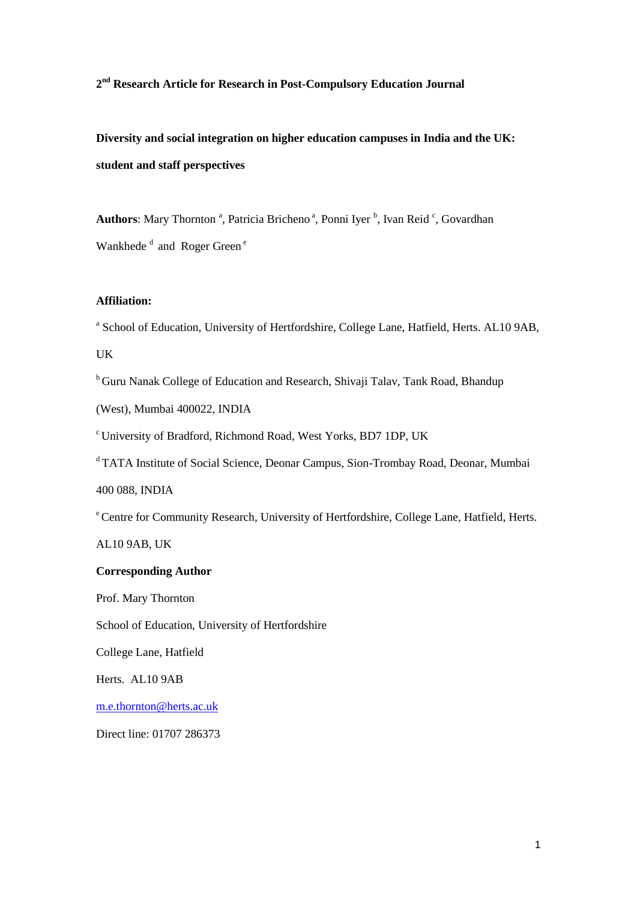**2nd Research Article for Research in Post-Compulsory Education Journal**

# Diversity and social integration on higher education campuses in India and the UK: student and staff perspectives

**Authors**: Mary Thornton [a], Patricia Bricheno [a], Ponni Iyer [b], Ivan Reid [c], Govardhan Wankhede [d] and Roger Green [e]

**Affiliation:**

[a] School of Education, University of Hertfordshire, College Lane, Hatfield, Herts. AL10 9AB, UK

[b] Guru Nanak College of Education and Research, Shivaji Talav, Tank Road, Bhandup (West), Mumbai 400022, INDIA

[c] University of Bradford, Richmond Road, West Yorks, BD7 1DP, UK

[d] TATA Institute of Social Science, Deonar Campus, Sion-Trombay Road, Deonar, Mumbai 400 088, INDIA

[e] Centre for Community Research, University of Hertfordshire, College Lane, Hatfield, Herts. AL10 9AB, UK

**Corresponding Author**

Prof. Mary Thornton

School of Education, University of Hertfordshire

College Lane, Hatfield

Herts. AL10 9AB

m.e.thornton@herts.ac.uk

Direct line: 01707 286373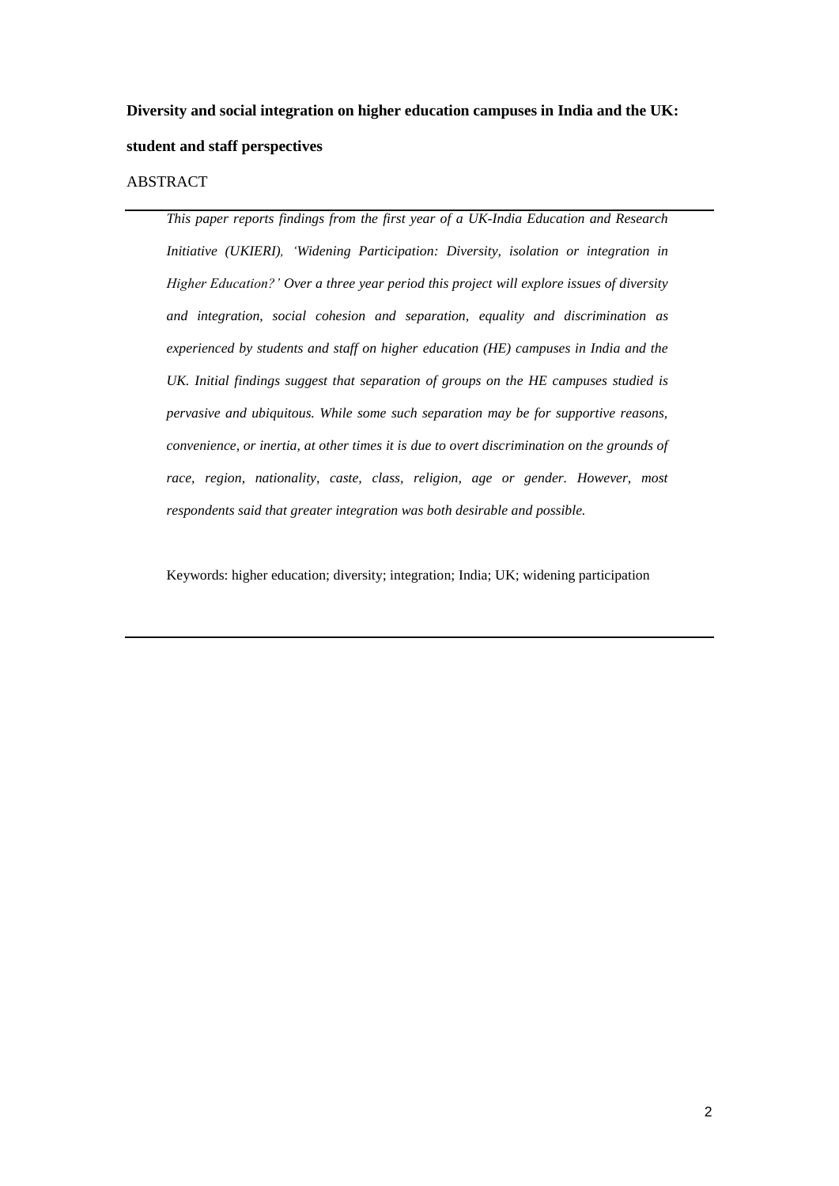**Diversity and social integration on higher education campuses in India and the UK: student and staff perspectives**

ABSTRACT

---

*This paper reports findings from the first year of a UK-India Education and Research Initiative (UKIERI), 'Widening Participation: Diversity, isolation or integration in Higher Education?' Over a three year period this project will explore issues of diversity and integration, social cohesion and separation, equality and discrimination as experienced by students and staff on higher education (HE) campuses in India and the UK. Initial findings suggest that separation of groups on the HE campuses studied is pervasive and ubiquitous. While some such separation may be for supportive reasons, convenience, or inertia, at other times it is due to overt discrimination on the grounds of race, region, nationality, caste, class, religion, age or gender. However, most respondents said that greater integration was both desirable and possible.*

Keywords: higher education; diversity; integration; India; UK; widening participation

---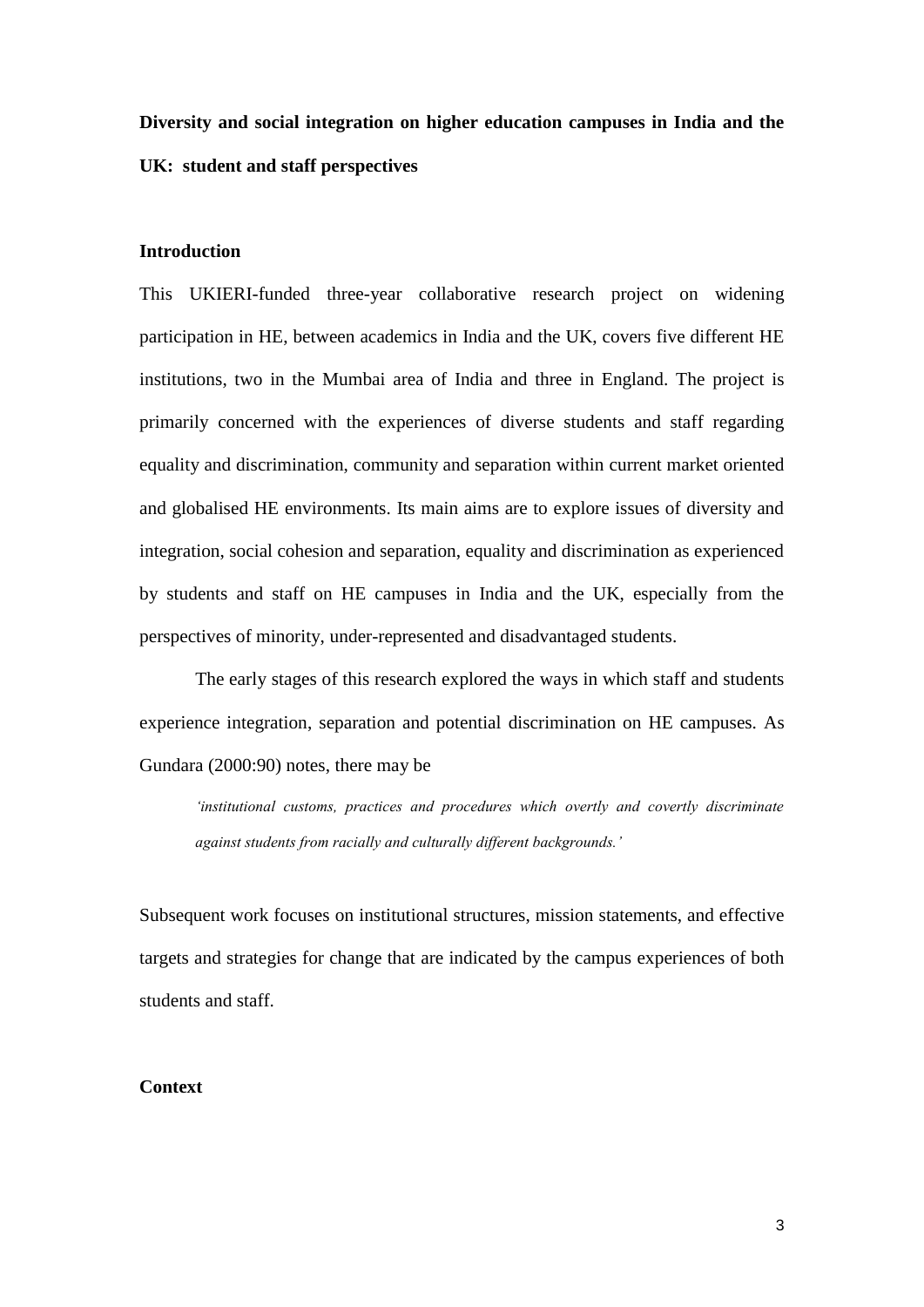**Diversity and social integration on higher education campuses in India and the UK: student and staff perspectives**

## Introduction

This UKIERI-funded three-year collaborative research project on widening participation in HE, between academics in India and the UK, covers five different HE institutions, two in the Mumbai area of India and three in England. The project is primarily concerned with the experiences of diverse students and staff regarding equality and discrimination, community and separation within current market oriented and globalised HE environments. Its main aims are to explore issues of diversity and integration, social cohesion and separation, equality and discrimination as experienced by students and staff on HE campuses in India and the UK, especially from the perspectives of minority, under-represented and disadvantaged students.

The early stages of this research explored the ways in which staff and students experience integration, separation and potential discrimination on HE campuses. As Gundara (2000:90) notes, there may be

> *'institutional customs, practices and procedures which overtly and covertly discriminate against students from racially and culturally different backgrounds.'*

Subsequent work focuses on institutional structures, mission statements, and effective targets and strategies for change that are indicated by the campus experiences of both students and staff.

## Context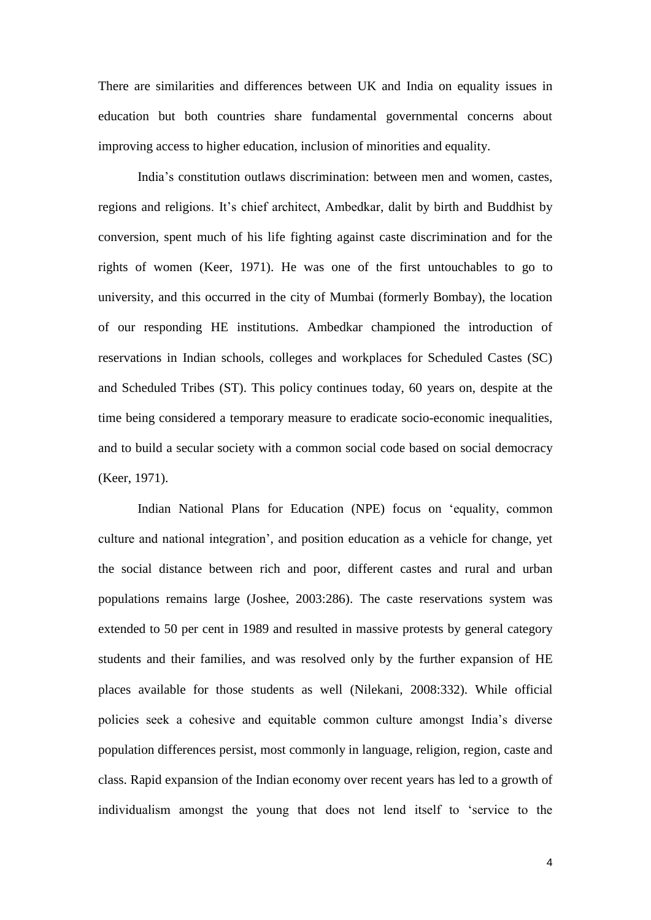There are similarities and differences between UK and India on equality issues in education but both countries share fundamental governmental concerns about improving access to higher education, inclusion of minorities and equality.

India's constitution outlaws discrimination: between men and women, castes, regions and religions. It's chief architect, Ambedkar, dalit by birth and Buddhist by conversion, spent much of his life fighting against caste discrimination and for the rights of women (Keer, 1971). He was one of the first untouchables to go to university, and this occurred in the city of Mumbai (formerly Bombay), the location of our responding HE institutions. Ambedkar championed the introduction of reservations in Indian schools, colleges and workplaces for Scheduled Castes (SC) and Scheduled Tribes (ST). This policy continues today, 60 years on, despite at the time being considered a temporary measure to eradicate socio-economic inequalities, and to build a secular society with a common social code based on social democracy (Keer, 1971).

Indian National Plans for Education (NPE) focus on 'equality, common culture and national integration', and position education as a vehicle for change, yet the social distance between rich and poor, different castes and rural and urban populations remains large (Joshee, 2003:286). The caste reservations system was extended to 50 per cent in 1989 and resulted in massive protests by general category students and their families, and was resolved only by the further expansion of HE places available for those students as well (Nilekani, 2008:332). While official policies seek a cohesive and equitable common culture amongst India's diverse population differences persist, most commonly in language, religion, region, caste and class. Rapid expansion of the Indian economy over recent years has led to a growth of individualism amongst the young that does not lend itself to 'service to the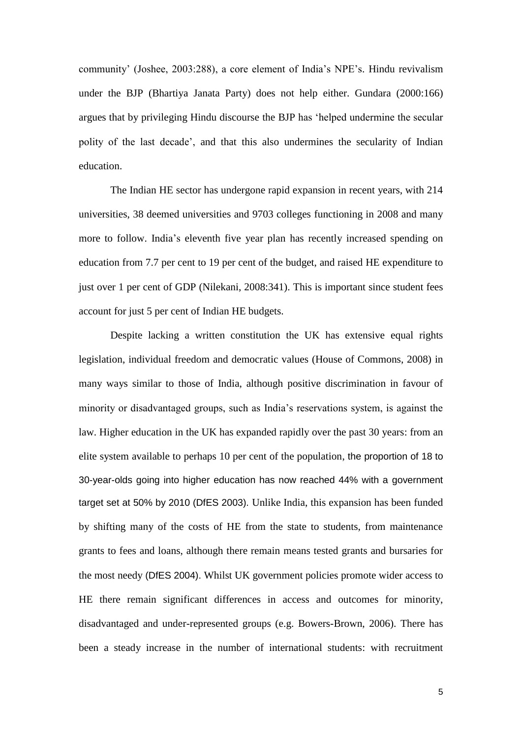community' (Joshee, 2003:288), a core element of India's NPE's. Hindu revivalism under the BJP (Bhartiya Janata Party) does not help either. Gundara (2000:166) argues that by privileging Hindu discourse the BJP has 'helped undermine the secular polity of the last decade', and that this also undermines the secularity of Indian education.

The Indian HE sector has undergone rapid expansion in recent years, with 214 universities, 38 deemed universities and 9703 colleges functioning in 2008 and many more to follow. India's eleventh five year plan has recently increased spending on education from 7.7 per cent to 19 per cent of the budget, and raised HE expenditure to just over 1 per cent of GDP (Nilekani, 2008:341). This is important since student fees account for just 5 per cent of Indian HE budgets.

Despite lacking a written constitution the UK has extensive equal rights legislation, individual freedom and democratic values (House of Commons, 2008) in many ways similar to those of India, although positive discrimination in favour of minority or disadvantaged groups, such as India's reservations system, is against the law. Higher education in the UK has expanded rapidly over the past 30 years: from an elite system available to perhaps 10 per cent of the population, the proportion of 18 to 30-year-olds going into higher education has now reached 44% with a government target set at 50% by 2010 (DfES 2003). Unlike India, this expansion has been funded by shifting many of the costs of HE from the state to students, from maintenance grants to fees and loans, although there remain means tested grants and bursaries for the most needy (DfES 2004). Whilst UK government policies promote wider access to HE there remain significant differences in access and outcomes for minority, disadvantaged and under-represented groups (e.g. Bowers-Brown, 2006). There has been a steady increase in the number of international students: with recruitment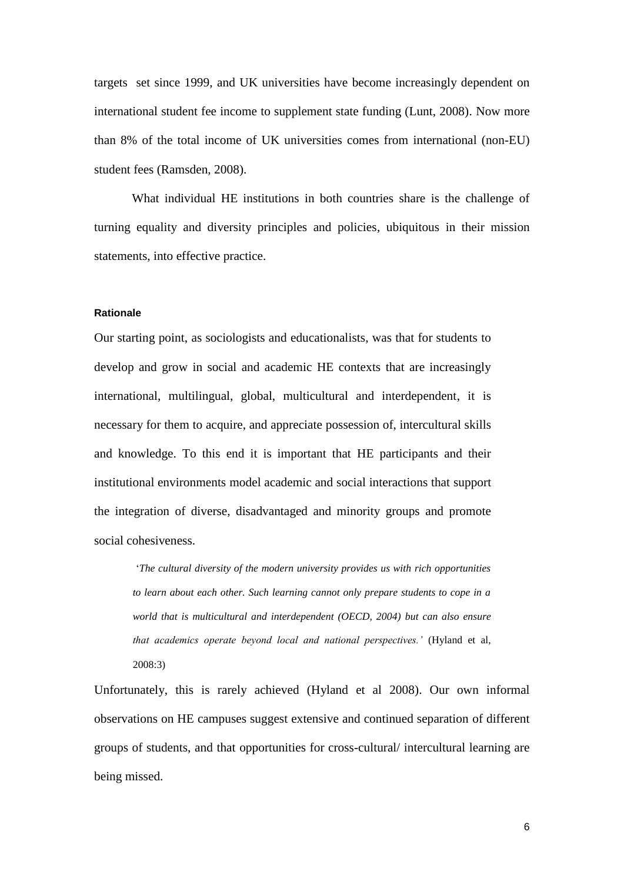targets set since 1999, and UK universities have become increasingly dependent on international student fee income to supplement state funding (Lunt, 2008). Now more than 8% of the total income of UK universities comes from international (non-EU) student fees (Ramsden, 2008).

What individual HE institutions in both countries share is the challenge of turning equality and diversity principles and policies, ubiquitous in their mission statements, into effective practice.

#### Rationale

Our starting point, as sociologists and educationalists, was that for students to develop and grow in social and academic HE contexts that are increasingly international, multilingual, global, multicultural and interdependent, it is necessary for them to acquire, and appreciate possession of, intercultural skills and knowledge. To this end it is important that HE participants and their institutional environments model academic and social interactions that support the integration of diverse, disadvantaged and minority groups and promote social cohesiveness.

> '*The cultural diversity of the modern university provides us with rich opportunities to learn about each other. Such learning cannot only prepare students to cope in a world that is multicultural and interdependent (OECD, 2004) but can also ensure that academics operate beyond local and national perspectives.'* (Hyland et al, 2008:3)

Unfortunately, this is rarely achieved (Hyland et al 2008). Our own informal observations on HE campuses suggest extensive and continued separation of different groups of students, and that opportunities for cross-cultural/ intercultural learning are being missed.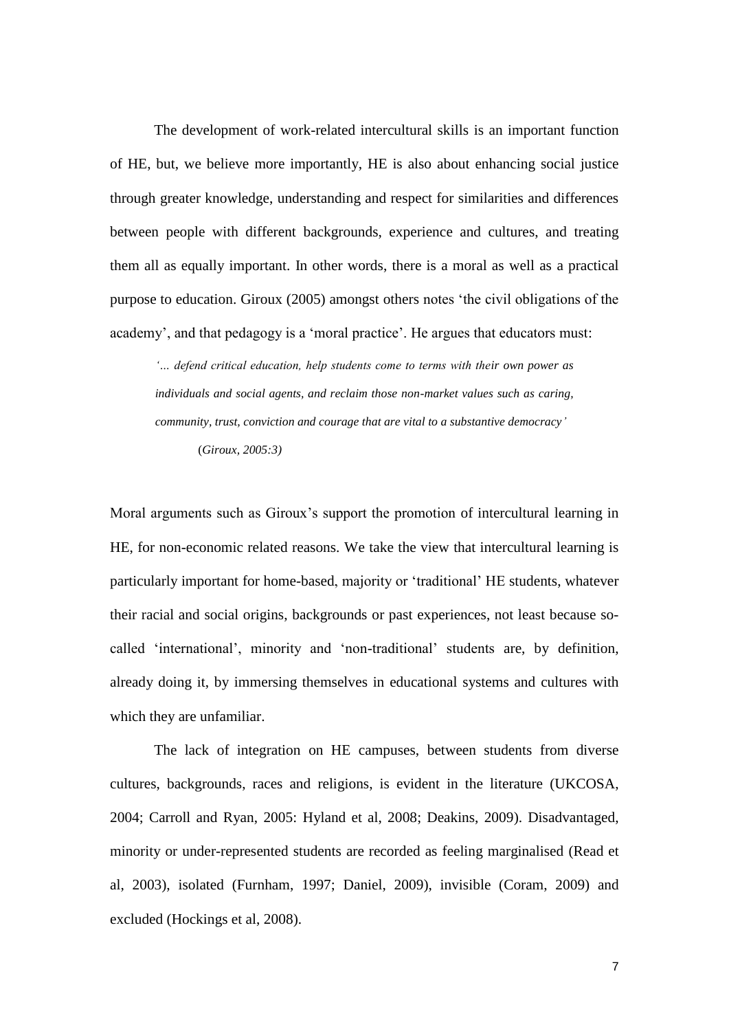The development of work-related intercultural skills is an important function of HE, but, we believe more importantly, HE is also about enhancing social justice through greater knowledge, understanding and respect for similarities and differences between people with different backgrounds, experience and cultures, and treating them all as equally important. In other words, there is a moral as well as a practical purpose to education. Giroux (2005) amongst others notes 'the civil obligations of the academy', and that pedagogy is a 'moral practice'. He argues that educators must:

> *'… defend critical education, help students come to terms with their own power as individuals and social agents, and reclaim those non-market values such as caring, community, trust, conviction and courage that are vital to a substantive democracy'*
>
> (*Giroux, 2005:3)*

Moral arguments such as Giroux's support the promotion of intercultural learning in HE, for non-economic related reasons. We take the view that intercultural learning is particularly important for home-based, majority or 'traditional' HE students, whatever their racial and social origins, backgrounds or past experiences, not least because so-called 'international', minority and 'non-traditional' students are, by definition, already doing it, by immersing themselves in educational systems and cultures with which they are unfamiliar.

The lack of integration on HE campuses, between students from diverse cultures, backgrounds, races and religions, is evident in the literature (UKCOSA, 2004; Carroll and Ryan, 2005: Hyland et al, 2008; Deakins, 2009). Disadvantaged, minority or under-represented students are recorded as feeling marginalised (Read et al, 2003), isolated (Furnham, 1997; Daniel, 2009), invisible (Coram, 2009) and excluded (Hockings et al, 2008).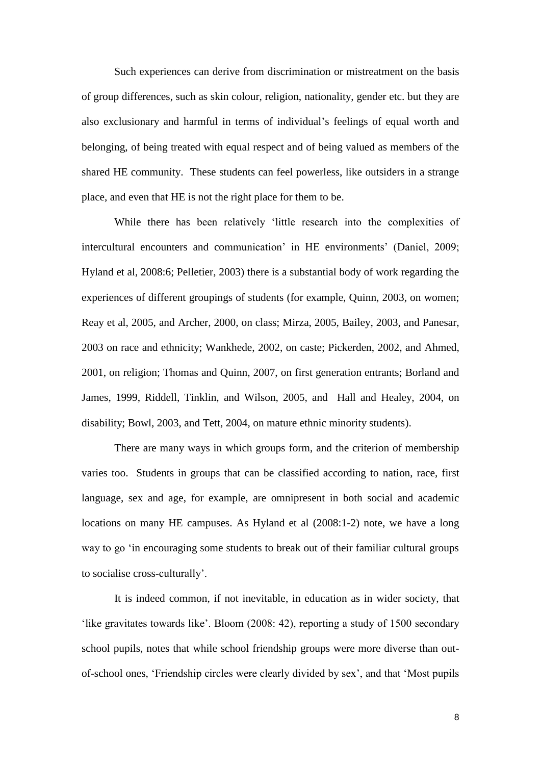Such experiences can derive from discrimination or mistreatment on the basis of group differences, such as skin colour, religion, nationality, gender etc. but they are also exclusionary and harmful in terms of individual's feelings of equal worth and belonging, of being treated with equal respect and of being valued as members of the shared HE community. These students can feel powerless, like outsiders in a strange place, and even that HE is not the right place for them to be.

While there has been relatively 'little research into the complexities of intercultural encounters and communication' in HE environments' (Daniel, 2009; Hyland et al, 2008:6; Pelletier, 2003) there is a substantial body of work regarding the experiences of different groupings of students (for example, Quinn, 2003, on women; Reay et al, 2005, and Archer, 2000, on class; Mirza, 2005, Bailey, 2003, and Panesar, 2003 on race and ethnicity; Wankhede, 2002, on caste; Pickerden, 2002, and Ahmed, 2001, on religion; Thomas and Quinn, 2007, on first generation entrants; Borland and James, 1999, Riddell, Tinklin, and Wilson, 2005, and Hall and Healey, 2004, on disability; Bowl, 2003, and Tett, 2004, on mature ethnic minority students).

There are many ways in which groups form, and the criterion of membership varies too. Students in groups that can be classified according to nation, race, first language, sex and age, for example, are omnipresent in both social and academic locations on many HE campuses. As Hyland et al (2008:1-2) note, we have a long way to go 'in encouraging some students to break out of their familiar cultural groups to socialise cross-culturally'.

It is indeed common, if not inevitable, in education as in wider society, that 'like gravitates towards like'. Bloom (2008: 42), reporting a study of 1500 secondary school pupils, notes that while school friendship groups were more diverse than out-of-school ones, 'Friendship circles were clearly divided by sex', and that 'Most pupils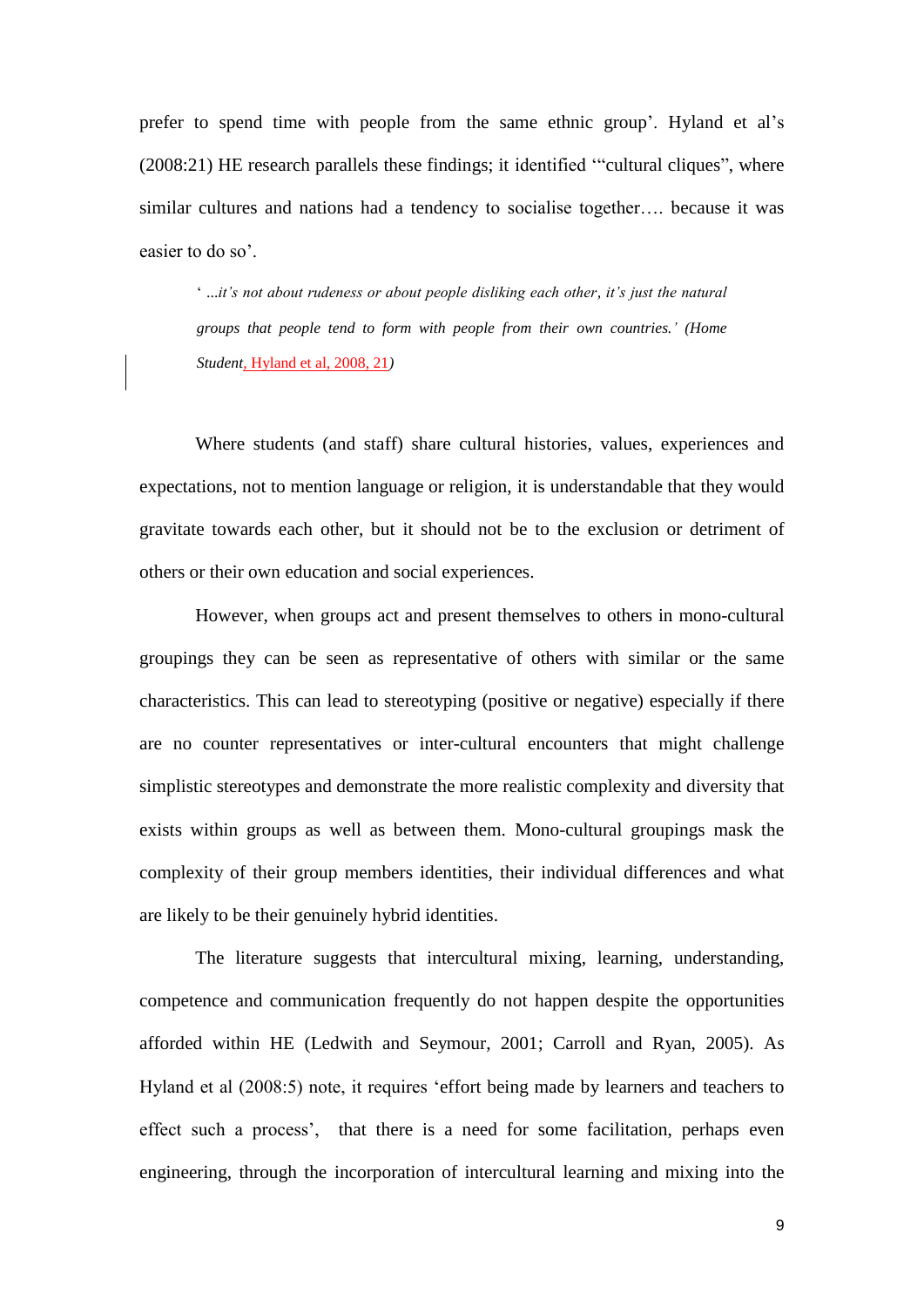prefer to spend time with people from the same ethnic group'. Hyland et al's (2008:21) HE research parallels these findings; it identified '"cultural cliques", where similar cultures and nations had a tendency to socialise together…. because it was easier to do so'.

> ' *...it's not about rudeness or about people disliking each other, it's just the natural groups that people tend to form with people from their own countries.' (Home Student*, Hyland et al, 2008, 21*)*

Where students (and staff) share cultural histories, values, experiences and expectations, not to mention language or religion, it is understandable that they would gravitate towards each other, but it should not be to the exclusion or detriment of others or their own education and social experiences.

However, when groups act and present themselves to others in mono-cultural groupings they can be seen as representative of others with similar or the same characteristics. This can lead to stereotyping (positive or negative) especially if there are no counter representatives or inter-cultural encounters that might challenge simplistic stereotypes and demonstrate the more realistic complexity and diversity that exists within groups as well as between them. Mono-cultural groupings mask the complexity of their group members identities, their individual differences and what are likely to be their genuinely hybrid identities.

The literature suggests that intercultural mixing, learning, understanding, competence and communication frequently do not happen despite the opportunities afforded within HE (Ledwith and Seymour, 2001; Carroll and Ryan, 2005). As Hyland et al (2008:5) note, it requires 'effort being made by learners and teachers to effect such a process', that there is a need for some facilitation, perhaps even engineering, through the incorporation of intercultural learning and mixing into the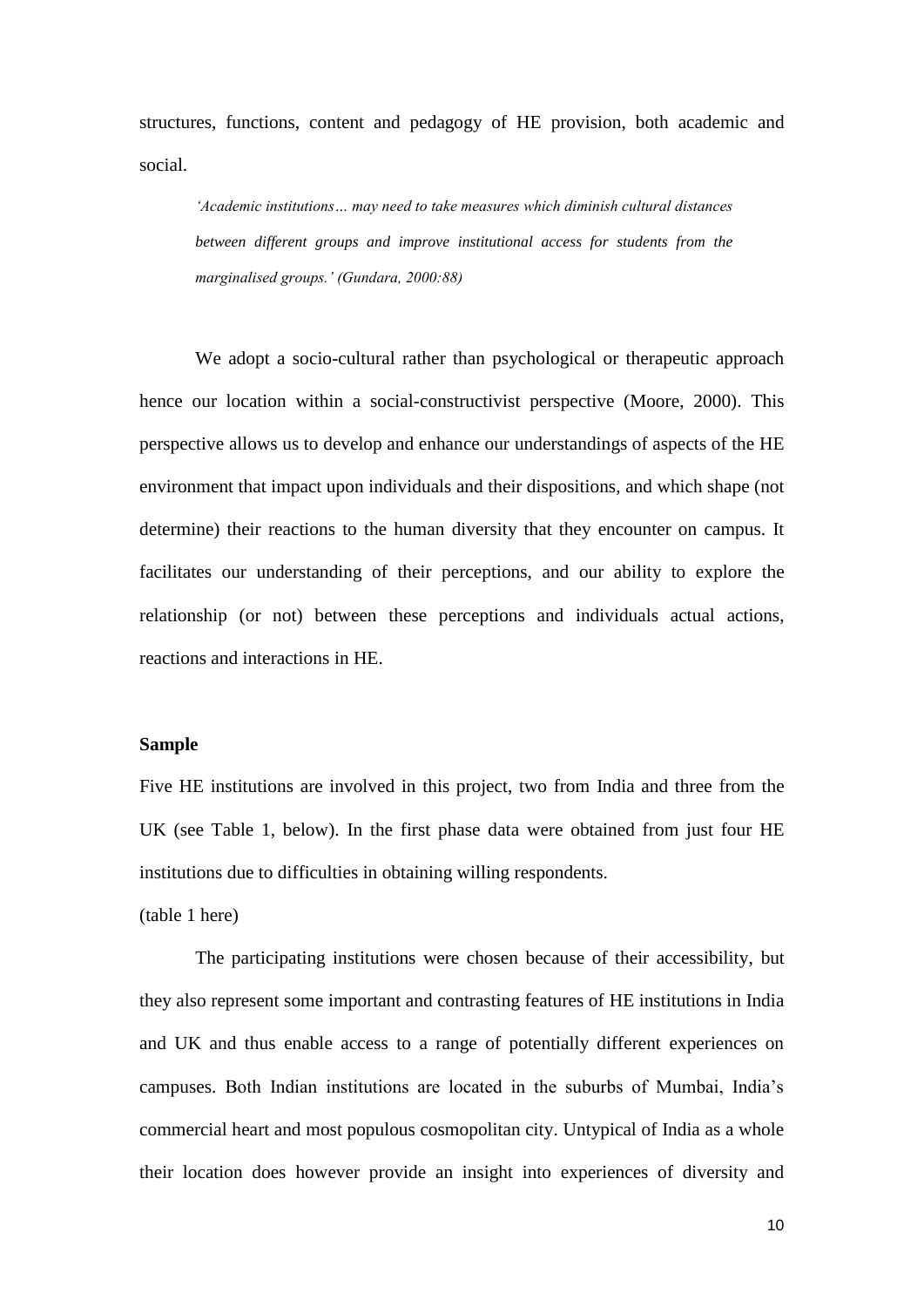structures, functions, content and pedagogy of HE provision, both academic and social.

> *'Academic institutions… may need to take measures which diminish cultural distances between different groups and improve institutional access for students from the marginalised groups.' (Gundara, 2000:88)*

We adopt a socio-cultural rather than psychological or therapeutic approach hence our location within a social-constructivist perspective (Moore, 2000). This perspective allows us to develop and enhance our understandings of aspects of the HE environment that impact upon individuals and their dispositions, and which shape (not determine) their reactions to the human diversity that they encounter on campus. It facilitates our understanding of their perceptions, and our ability to explore the relationship (or not) between these perceptions and individuals actual actions, reactions and interactions in HE.

**Sample**

Five HE institutions are involved in this project, two from India and three from the UK (see Table 1, below). In the first phase data were obtained from just four HE institutions due to difficulties in obtaining willing respondents.

(table 1 here)

The participating institutions were chosen because of their accessibility, but they also represent some important and contrasting features of HE institutions in India and UK and thus enable access to a range of potentially different experiences on campuses. Both Indian institutions are located in the suburbs of Mumbai, India's commercial heart and most populous cosmopolitan city. Untypical of India as a whole their location does however provide an insight into experiences of diversity and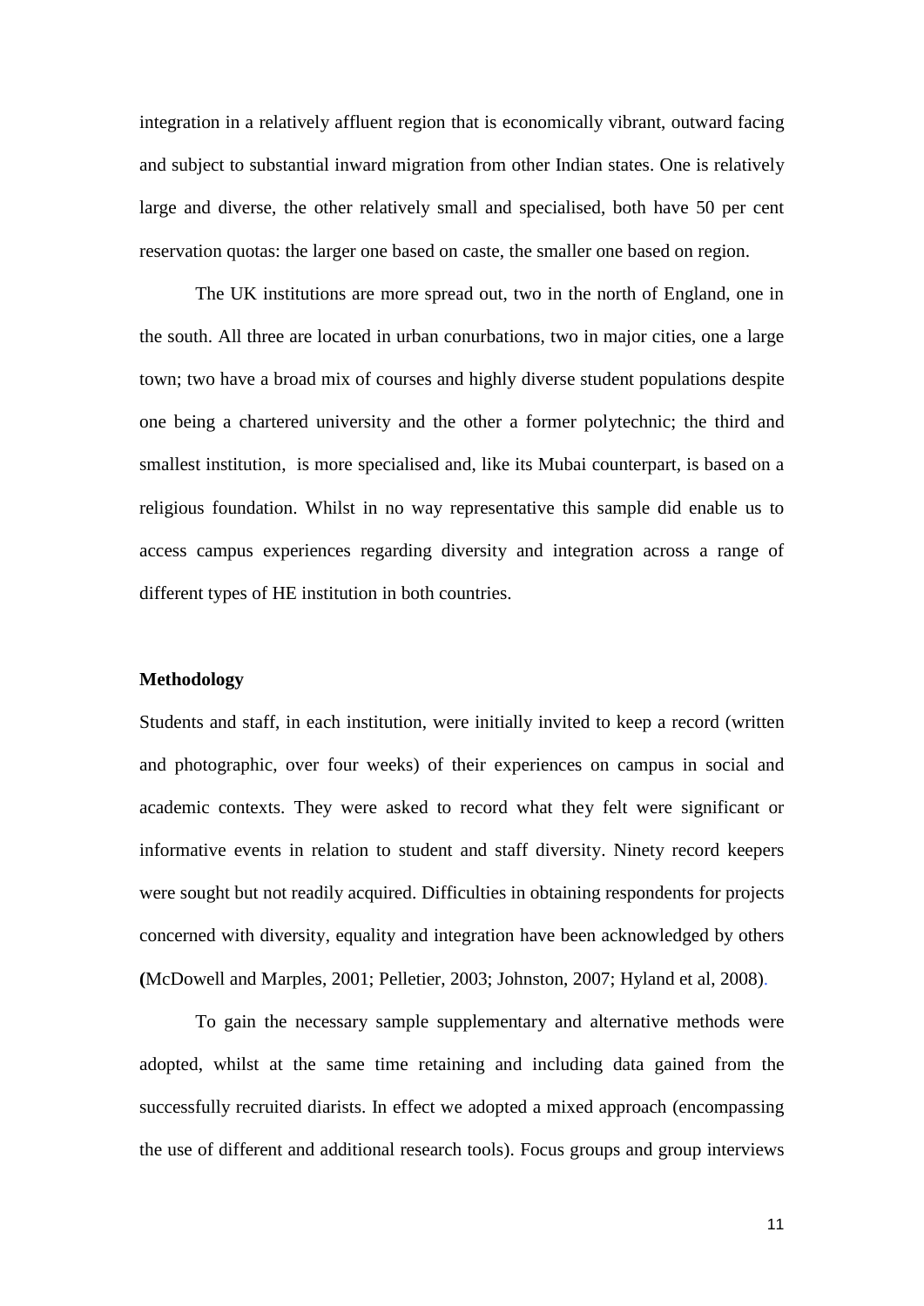integration in a relatively affluent region that is economically vibrant, outward facing and subject to substantial inward migration from other Indian states. One is relatively large and diverse, the other relatively small and specialised, both have 50 per cent reservation quotas: the larger one based on caste, the smaller one based on region.

The UK institutions are more spread out, two in the north of England, one in the south. All three are located in urban conurbations, two in major cities, one a large town; two have a broad mix of courses and highly diverse student populations despite one being a chartered university and the other a former polytechnic; the third and smallest institution, is more specialised and, like its Mubai counterpart, is based on a religious foundation. Whilst in no way representative this sample did enable us to access campus experiences regarding diversity and integration across a range of different types of HE institution in both countries.

**Methodology**

Students and staff, in each institution, were initially invited to keep a record (written and photographic, over four weeks) of their experiences on campus in social and academic contexts. They were asked to record what they felt were significant or informative events in relation to student and staff diversity. Ninety record keepers were sought but not readily acquired. Difficulties in obtaining respondents for projects concerned with diversity, equality and integration have been acknowledged by others (McDowell and Marples, 2001; Pelletier, 2003; Johnston, 2007; Hyland et al, 2008).

To gain the necessary sample supplementary and alternative methods were adopted, whilst at the same time retaining and including data gained from the successfully recruited diarists. In effect we adopted a mixed approach (encompassing the use of different and additional research tools). Focus groups and group interviews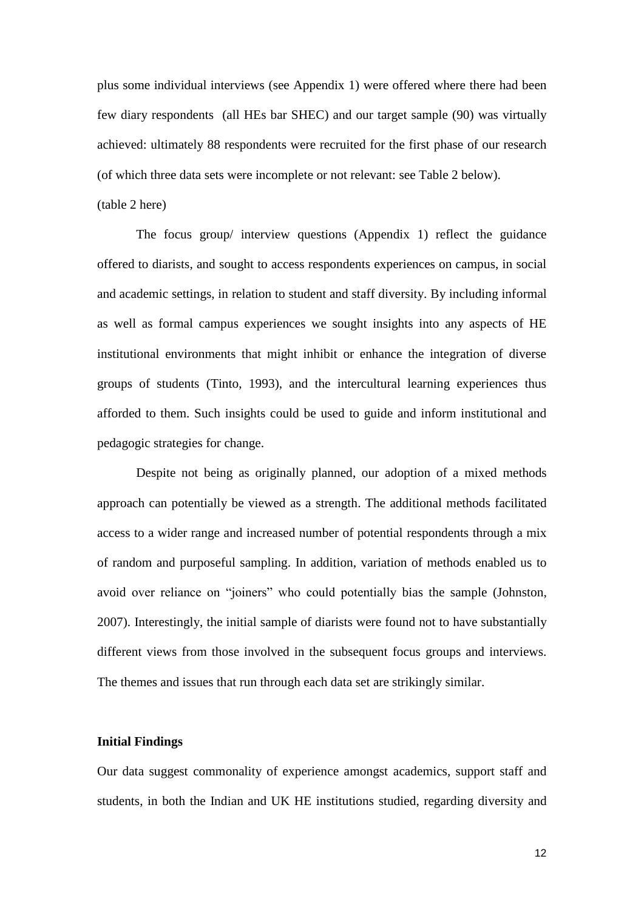plus some individual interviews (see Appendix 1) were offered where there had been few diary respondents (all HEs bar SHEC) and our target sample (90) was virtually achieved: ultimately 88 respondents were recruited for the first phase of our research (of which three data sets were incomplete or not relevant: see Table 2 below).

(table 2 here)

The focus group/ interview questions (Appendix 1) reflect the guidance offered to diarists, and sought to access respondents experiences on campus, in social and academic settings, in relation to student and staff diversity. By including informal as well as formal campus experiences we sought insights into any aspects of HE institutional environments that might inhibit or enhance the integration of diverse groups of students (Tinto, 1993), and the intercultural learning experiences thus afforded to them. Such insights could be used to guide and inform institutional and pedagogic strategies for change.

Despite not being as originally planned, our adoption of a mixed methods approach can potentially be viewed as a strength. The additional methods facilitated access to a wider range and increased number of potential respondents through a mix of random and purposeful sampling. In addition, variation of methods enabled us to avoid over reliance on "joiners" who could potentially bias the sample (Johnston, 2007). Interestingly, the initial sample of diarists were found not to have substantially different views from those involved in the subsequent focus groups and interviews. The themes and issues that run through each data set are strikingly similar.

**Initial Findings**

Our data suggest commonality of experience amongst academics, support staff and students, in both the Indian and UK HE institutions studied, regarding diversity and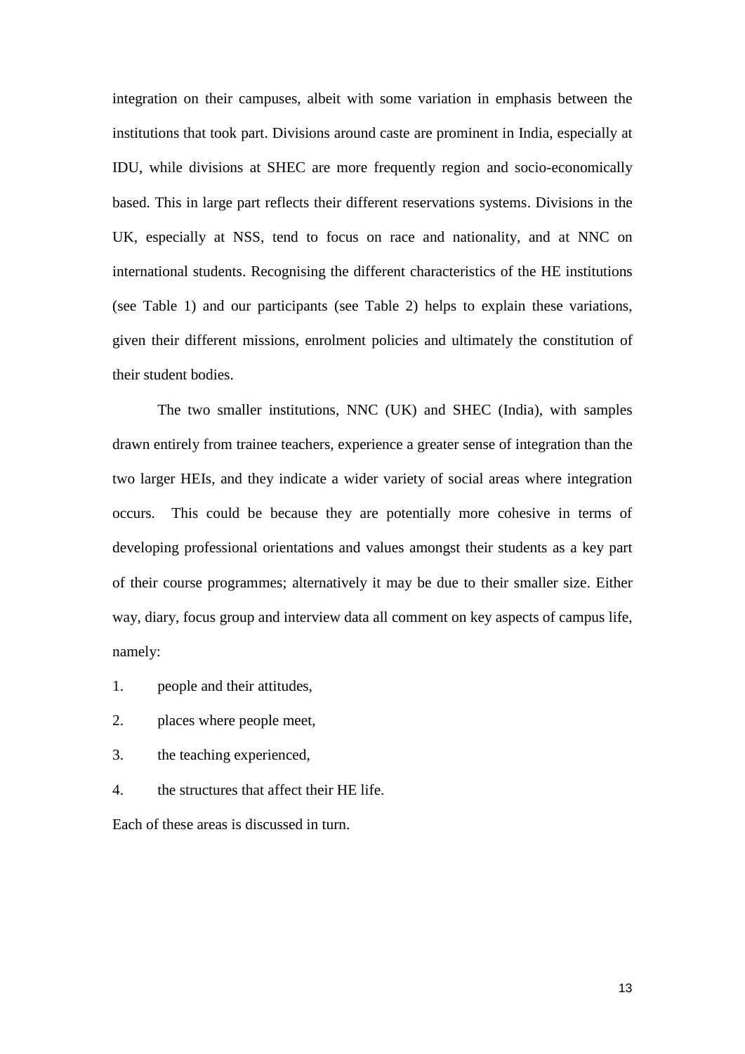integration on their campuses, albeit with some variation in emphasis between the institutions that took part. Divisions around caste are prominent in India, especially at IDU, while divisions at SHEC are more frequently region and socio-economically based. This in large part reflects their different reservations systems. Divisions in the UK, especially at NSS, tend to focus on race and nationality, and at NNC on international students. Recognising the different characteristics of the HE institutions (see Table 1) and our participants (see Table 2) helps to explain these variations, given their different missions, enrolment policies and ultimately the constitution of their student bodies.

The two smaller institutions, NNC (UK) and SHEC (India), with samples drawn entirely from trainee teachers, experience a greater sense of integration than the two larger HEIs, and they indicate a wider variety of social areas where integration occurs. This could be because they are potentially more cohesive in terms of developing professional orientations and values amongst their students as a key part of their course programmes; alternatively it may be due to their smaller size. Either way, diary, focus group and interview data all comment on key aspects of campus life, namely:

1. people and their attitudes,
2. places where people meet,
3. the teaching experienced,
4. the structures that affect their HE life.

Each of these areas is discussed in turn.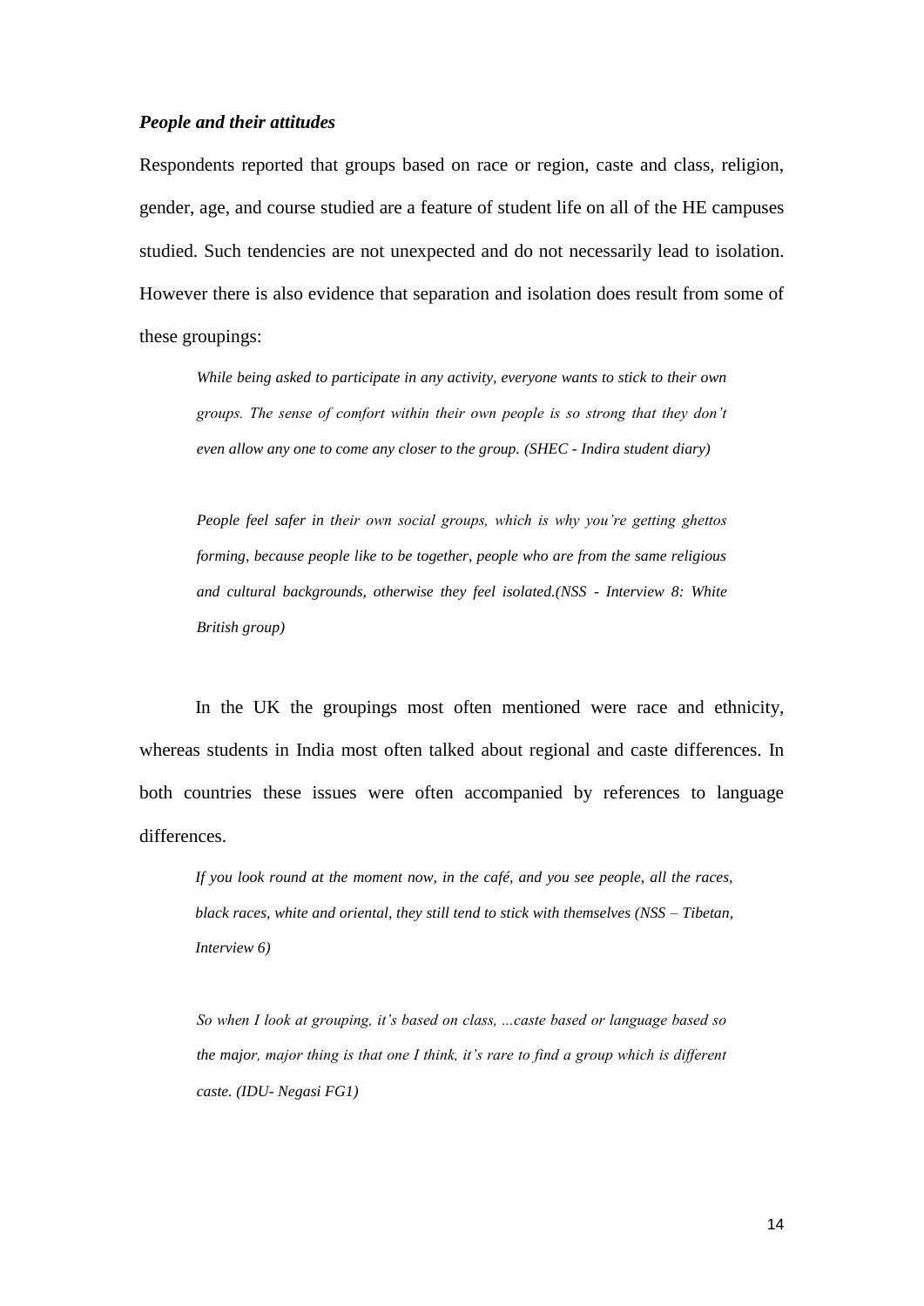### *People and their attitudes*

Respondents reported that groups based on race or region, caste and class, religion, gender, age, and course studied are a feature of student life on all of the HE campuses studied. Such tendencies are not unexpected and do not necessarily lead to isolation. However there is also evidence that separation and isolation does result from some of these groupings:

> *While being asked to participate in any activity, everyone wants to stick to their own groups. The sense of comfort within their own people is so strong that they don't even allow any one to come any closer to the group. (SHEC - Indira student diary)*

> *People feel safer in their own social groups, which is why you're getting ghettos forming, because people like to be together, people who are from the same religious and cultural backgrounds, otherwise they feel isolated.(NSS - Interview 8: White British group)*

In the UK the groupings most often mentioned were race and ethnicity, whereas students in India most often talked about regional and caste differences. In both countries these issues were often accompanied by references to language differences.

> *If you look round at the moment now, in the café, and you see people, all the races, black races, white and oriental, they still tend to stick with themselves (NSS – Tibetan, Interview 6)*

> *So when I look at grouping, it's based on class, ...caste based or language based so the major, major thing is that one I think, it's rare to find a group which is different caste. (IDU- Negasi FG1)*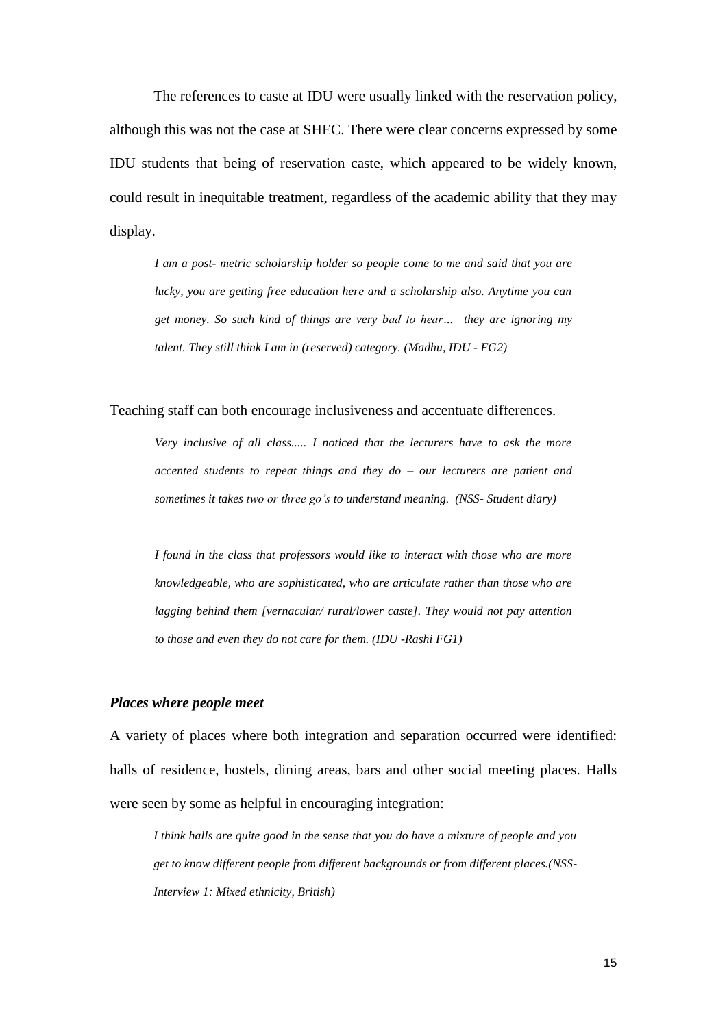The references to caste at IDU were usually linked with the reservation policy, although this was not the case at SHEC. There were clear concerns expressed by some IDU students that being of reservation caste, which appeared to be widely known, could result in inequitable treatment, regardless of the academic ability that they may display.

> *I am a post- metric scholarship holder so people come to me and said that you are lucky, you are getting free education here and a scholarship also. Anytime you can get money. So such kind of things are very bad to hear… they are ignoring my talent. They still think I am in (reserved) category. (Madhu, IDU - FG2)*

Teaching staff can both encourage inclusiveness and accentuate differences.

> *Very inclusive of all class..... I noticed that the lecturers have to ask the more accented students to repeat things and they do – our lecturers are patient and sometimes it takes two or three go's to understand meaning. (NSS- Student diary)*

> *I found in the class that professors would like to interact with those who are more knowledgeable, who are sophisticated, who are articulate rather than those who are lagging behind them [vernacular/ rural/lower caste]. They would not pay attention to those and even they do not care for them. (IDU -Rashi FG1)*

### *Places where people meet*

A variety of places where both integration and separation occurred were identified: halls of residence, hostels, dining areas, bars and other social meeting places. Halls were seen by some as helpful in encouraging integration:

> *I think halls are quite good in the sense that you do have a mixture of people and you get to know different people from different backgrounds or from different places.(NSS- Interview 1: Mixed ethnicity, British)*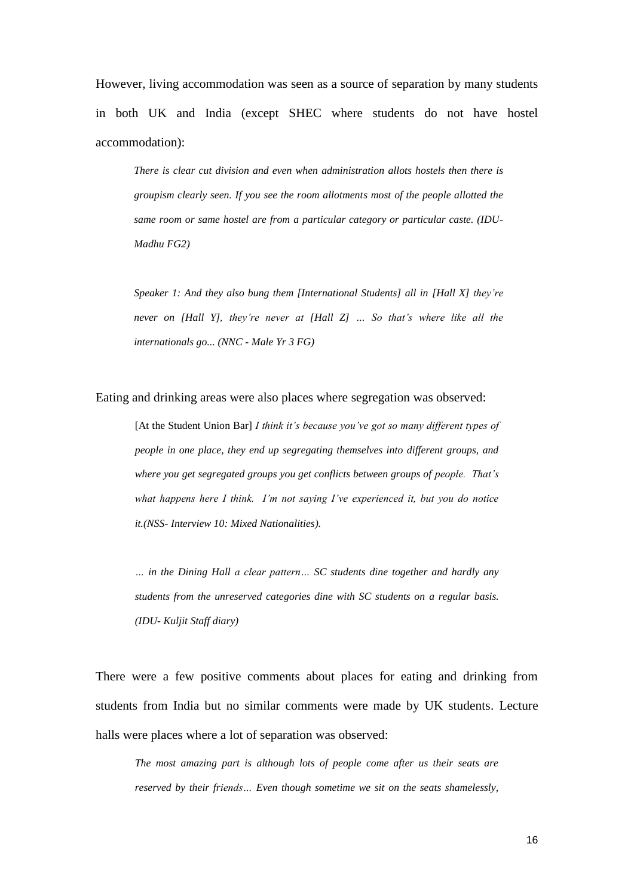However, living accommodation was seen as a source of separation by many students in both UK and India (except SHEC where students do not have hostel accommodation):

> *There is clear cut division and even when administration allots hostels then there is groupism clearly seen. If you see the room allotments most of the people allotted the same room or same hostel are from a particular category or particular caste. (IDU-Madhu FG2)*

> *Speaker 1: And they also bung them [International Students] all in [Hall X] they're never on [Hall Y], they're never at [Hall Z] … So that's where like all the internationals go... (NNC - Male Yr 3 FG)*

Eating and drinking areas were also places where segregation was observed:

> [At the Student Union Bar] *I think it's because you've got so many different types of people in one place, they end up segregating themselves into different groups, and where you get segregated groups you get conflicts between groups of people. That's what happens here I think. I'm not saying I've experienced it, but you do notice it.(NSS- Interview 10: Mixed Nationalities).*

> *… in the Dining Hall a clear pattern… SC students dine together and hardly any students from the unreserved categories dine with SC students on a regular basis. (IDU- Kuljit Staff diary)*

There were a few positive comments about places for eating and drinking from students from India but no similar comments were made by UK students. Lecture halls were places where a lot of separation was observed:

> *The most amazing part is although lots of people come after us their seats are reserved by their friends… Even though sometime we sit on the seats shamelessly,*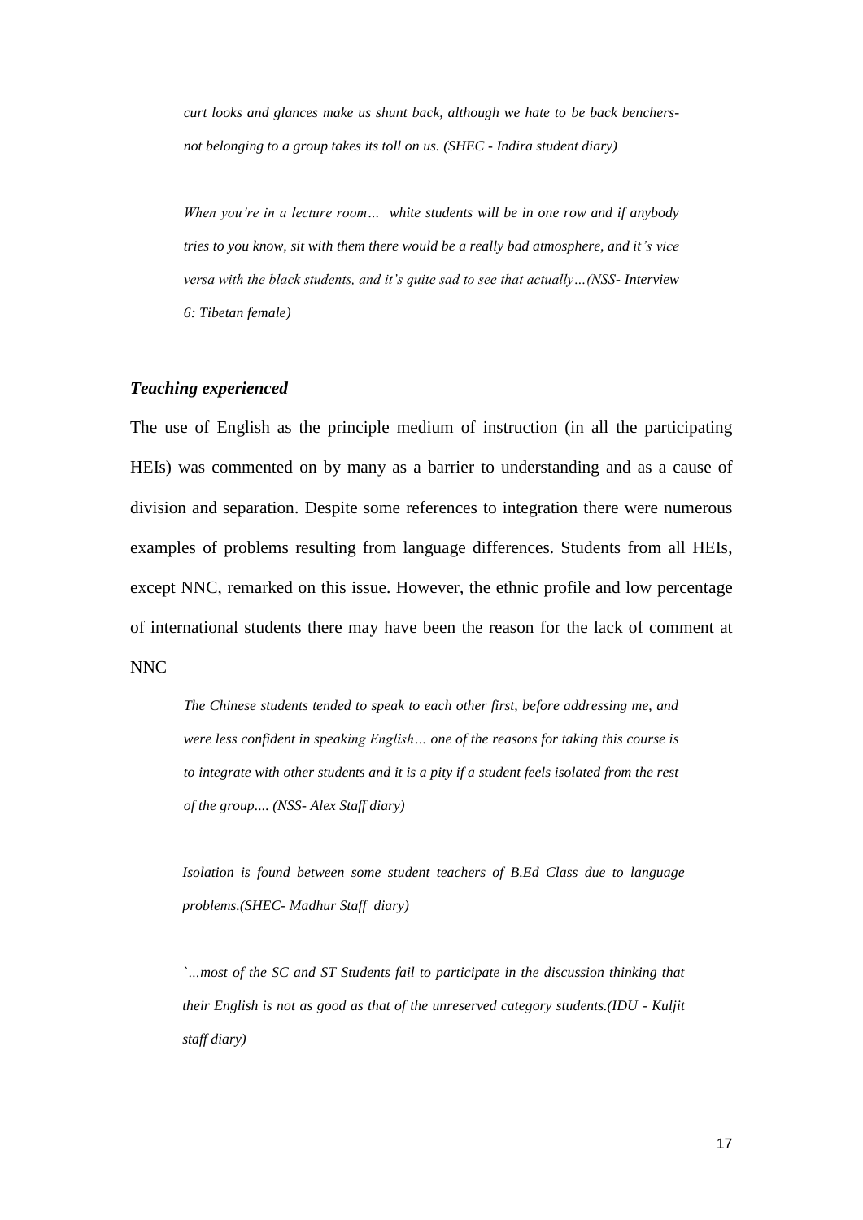> *curt looks and glances make us shunt back, although we hate to be back benchers- not belonging to a group takes its toll on us. (SHEC - Indira student diary)*

> *When you're in a lecture room… white students will be in one row and if anybody tries to you know, sit with them there would be a really bad atmosphere, and it's vice versa with the black students, and it's quite sad to see that actually…(NSS- Interview 6: Tibetan female)*

### *Teaching experienced*

The use of English as the principle medium of instruction (in all the participating HEIs) was commented on by many as a barrier to understanding and as a cause of division and separation. Despite some references to integration there were numerous examples of problems resulting from language differences. Students from all HEIs, except NNC, remarked on this issue. However, the ethnic profile and low percentage of international students there may have been the reason for the lack of comment at NNC

> *The Chinese students tended to speak to each other first, before addressing me, and were less confident in speaking English… one of the reasons for taking this course is to integrate with other students and it is a pity if a student feels isolated from the rest of the group.... (NSS- Alex Staff diary)*

> *Isolation is found between some student teachers of B.Ed Class due to language problems.(SHEC- Madhur Staff diary)*

> *`…most of the SC and ST Students fail to participate in the discussion thinking that their English is not as good as that of the unreserved category students.(IDU - Kuljit staff diary)*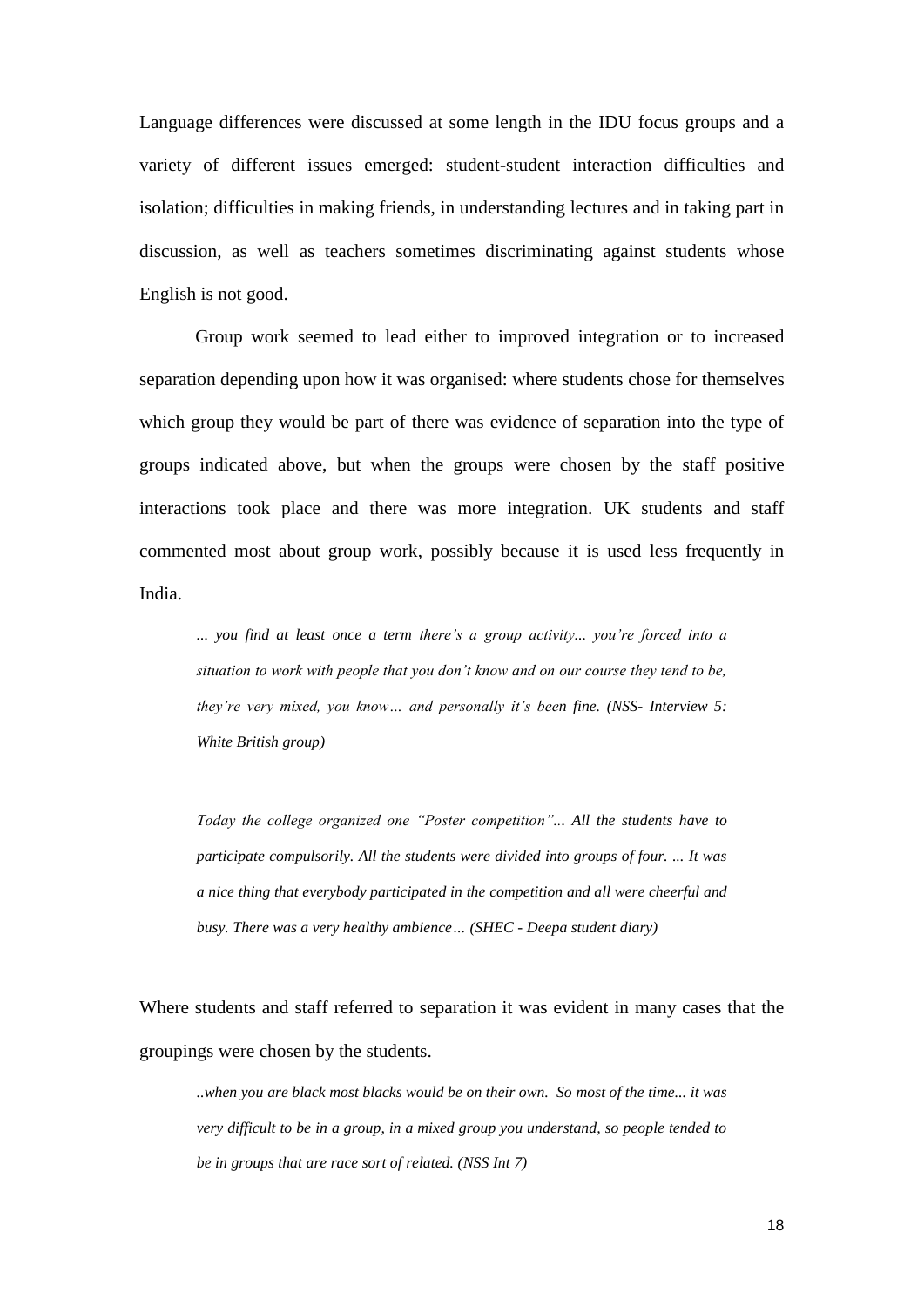Language differences were discussed at some length in the IDU focus groups and a variety of different issues emerged: student-student interaction difficulties and isolation; difficulties in making friends, in understanding lectures and in taking part in discussion, as well as teachers sometimes discriminating against students whose English is not good.

Group work seemed to lead either to improved integration or to increased separation depending upon how it was organised: where students chose for themselves which group they would be part of there was evidence of separation into the type of groups indicated above, but when the groups were chosen by the staff positive interactions took place and there was more integration. UK students and staff commented most about group work, possibly because it is used less frequently in India.

> *... you find at least once a term there's a group activity... you're forced into a situation to work with people that you don't know and on our course they tend to be, they're very mixed, you know… and personally it's been fine. (NSS- Interview 5: White British group)*

> *Today the college organized one "Poster competition"... All the students have to participate compulsorily. All the students were divided into groups of four. ... It was a nice thing that everybody participated in the competition and all were cheerful and busy. There was a very healthy ambience… (SHEC - Deepa student diary)*

Where students and staff referred to separation it was evident in many cases that the groupings were chosen by the students.

> *..when you are black most blacks would be on their own. So most of the time... it was very difficult to be in a group, in a mixed group you understand, so people tended to be in groups that are race sort of related. (NSS Int 7)*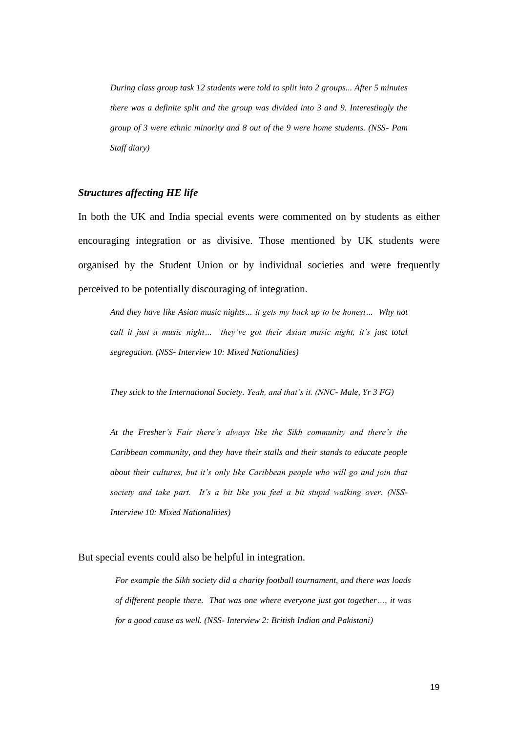> *During class group task 12 students were told to split into 2 groups... After 5 minutes there was a definite split and the group was divided into 3 and 9. Interestingly the group of 3 were ethnic minority and 8 out of the 9 were home students. (NSS- Pam Staff diary)*

### *Structures affecting HE life*

In both the UK and India special events were commented on by students as either encouraging integration or as divisive. Those mentioned by UK students were organised by the Student Union or by individual societies and were frequently perceived to be potentially discouraging of integration.

> *And they have like Asian music nights… it gets my back up to be honest… Why not call it just a music night… they've got their Asian music night, it's just total segregation. (NSS- Interview 10: Mixed Nationalities)*

> *They stick to the International Society. Yeah, and that's it. (NNC- Male, Yr 3 FG)*

> *At the Fresher's Fair there's always like the Sikh community and there's the Caribbean community, and they have their stalls and their stands to educate people about their cultures, but it's only like Caribbean people who will go and join that society and take part. It's a bit like you feel a bit stupid walking over. (NSS- Interview 10: Mixed Nationalities)*

But special events could also be helpful in integration.

> *For example the Sikh society did a charity football tournament, and there was loads of different people there. That was one where everyone just got together…, it was for a good cause as well. (NSS- Interview 2: British Indian and Pakistani)*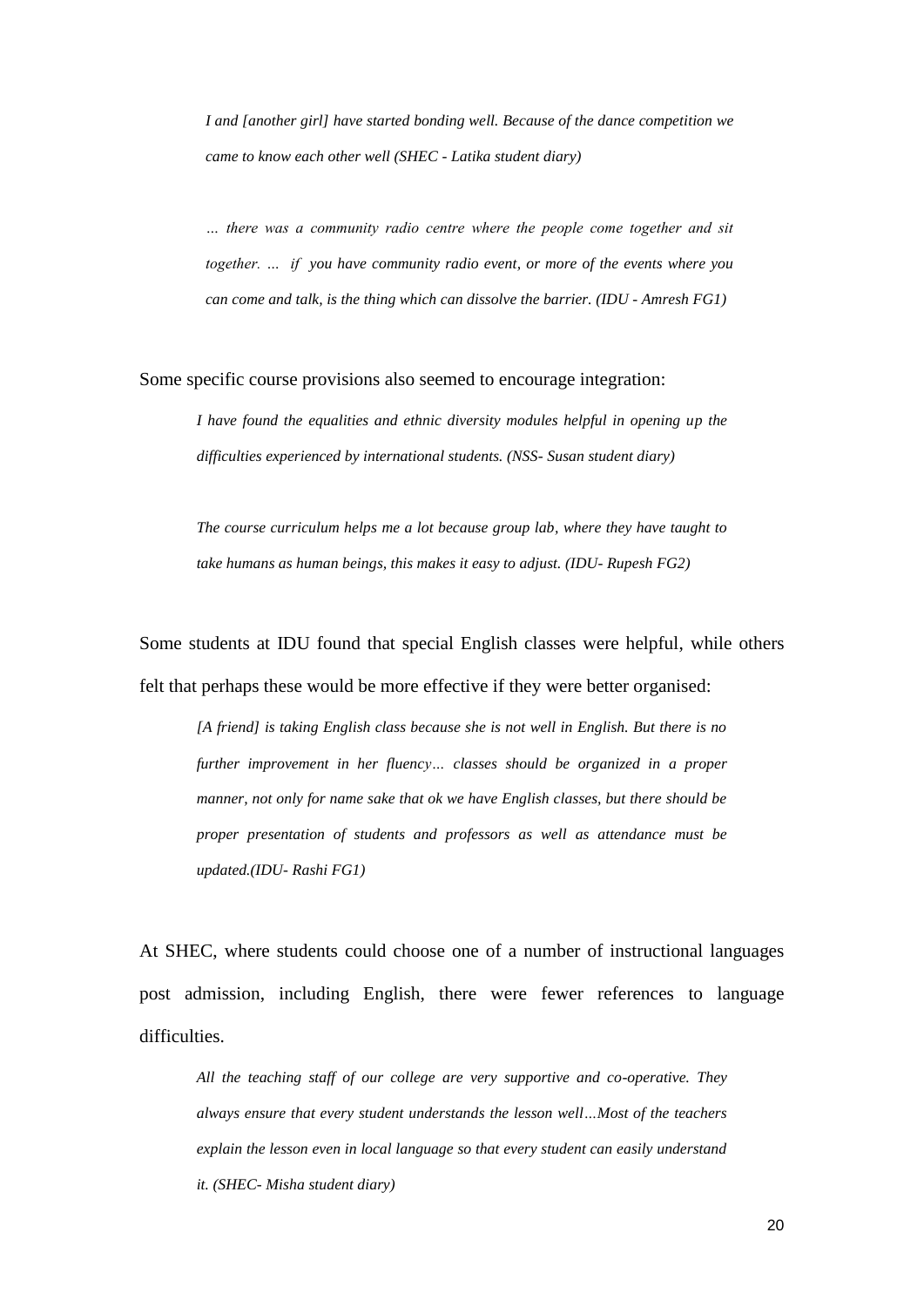*I and [another girl] have started bonding well. Because of the dance competition we came to know each other well (SHEC - Latika student diary)*

*… there was a community radio centre where the people come together and sit together. … if you have community radio event, or more of the events where you can come and talk, is the thing which can dissolve the barrier. (IDU - Amresh FG1)*

Some specific course provisions also seemed to encourage integration:

*I have found the equalities and ethnic diversity modules helpful in opening up the difficulties experienced by international students. (NSS- Susan student diary)*

*The course curriculum helps me a lot because group lab, where they have taught to take humans as human beings, this makes it easy to adjust. (IDU- Rupesh FG2)*

Some students at IDU found that special English classes were helpful, while others felt that perhaps these would be more effective if they were better organised:

*[A friend] is taking English class because she is not well in English. But there is no further improvement in her fluency… classes should be organized in a proper manner, not only for name sake that ok we have English classes, but there should be proper presentation of students and professors as well as attendance must be updated.(IDU- Rashi FG1)*

At SHEC, where students could choose one of a number of instructional languages post admission, including English, there were fewer references to language difficulties.

*All the teaching staff of our college are very supportive and co-operative. They always ensure that every student understands the lesson well…Most of the teachers explain the lesson even in local language so that every student can easily understand it. (SHEC- Misha student diary)*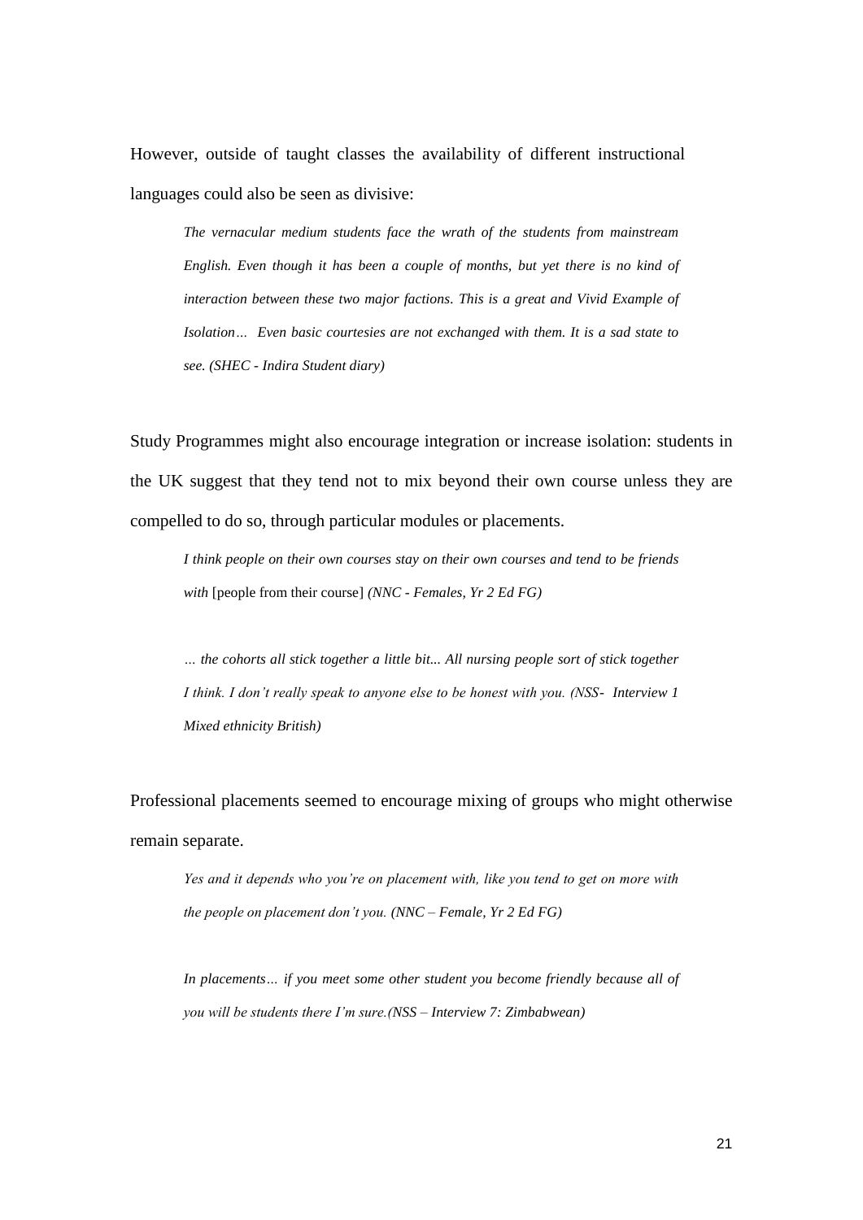However, outside of taught classes the availability of different instructional languages could also be seen as divisive:

> *The vernacular medium students face the wrath of the students from mainstream English. Even though it has been a couple of months, but yet there is no kind of interaction between these two major factions. This is a great and Vivid Example of Isolation… Even basic courtesies are not exchanged with them. It is a sad state to see. (SHEC - Indira Student diary)*

Study Programmes might also encourage integration or increase isolation: students in the UK suggest that they tend not to mix beyond their own course unless they are compelled to do so, through particular modules or placements.

> *I think people on their own courses stay on their own courses and tend to be friends with* [people from their course] *(NNC - Females, Yr 2 Ed FG)*

> *… the cohorts all stick together a little bit... All nursing people sort of stick together I think. I don't really speak to anyone else to be honest with you. (NSS- Interview 1 Mixed ethnicity British)*

Professional placements seemed to encourage mixing of groups who might otherwise remain separate.

> *Yes and it depends who you're on placement with, like you tend to get on more with the people on placement don't you. (NNC – Female, Yr 2 Ed FG)*

> *In placements… if you meet some other student you become friendly because all of you will be students there I'm sure.(NSS – Interview 7: Zimbabwean)*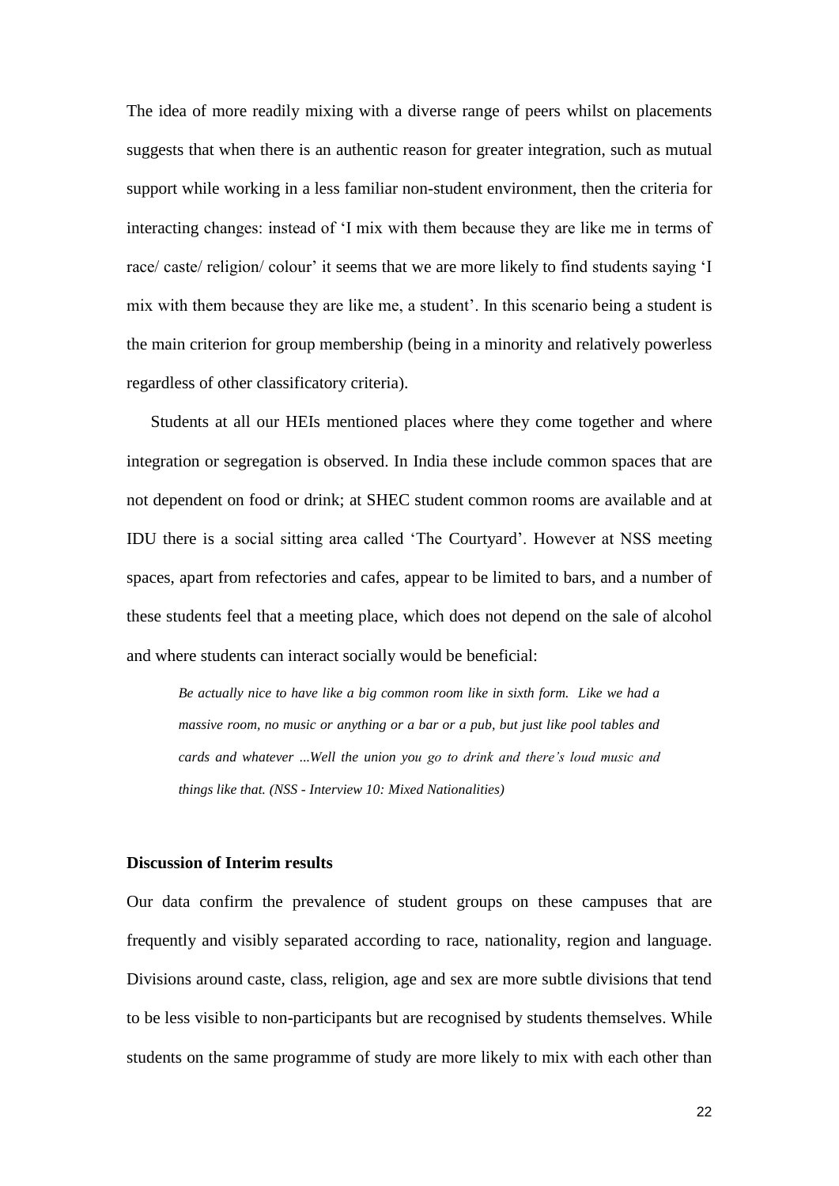The idea of more readily mixing with a diverse range of peers whilst on placements suggests that when there is an authentic reason for greater integration, such as mutual support while working in a less familiar non-student environment, then the criteria for interacting changes: instead of 'I mix with them because they are like me in terms of race/ caste/ religion/ colour' it seems that we are more likely to find students saying 'I mix with them because they are like me, a student'. In this scenario being a student is the main criterion for group membership (being in a minority and relatively powerless regardless of other classificatory criteria).

Students at all our HEIs mentioned places where they come together and where integration or segregation is observed. In India these include common spaces that are not dependent on food or drink; at SHEC student common rooms are available and at IDU there is a social sitting area called 'The Courtyard'. However at NSS meeting spaces, apart from refectories and cafes, appear to be limited to bars, and a number of these students feel that a meeting place, which does not depend on the sale of alcohol and where students can interact socially would be beneficial:

> *Be actually nice to have like a big common room like in sixth form. Like we had a massive room, no music or anything or a bar or a pub, but just like pool tables and cards and whatever ...Well the union you go to drink and there's loud music and things like that. (NSS - Interview 10: Mixed Nationalities)*

### Discussion of Interim results

Our data confirm the prevalence of student groups on these campuses that are frequently and visibly separated according to race, nationality, region and language. Divisions around caste, class, religion, age and sex are more subtle divisions that tend to be less visible to non-participants but are recognised by students themselves. While students on the same programme of study are more likely to mix with each other than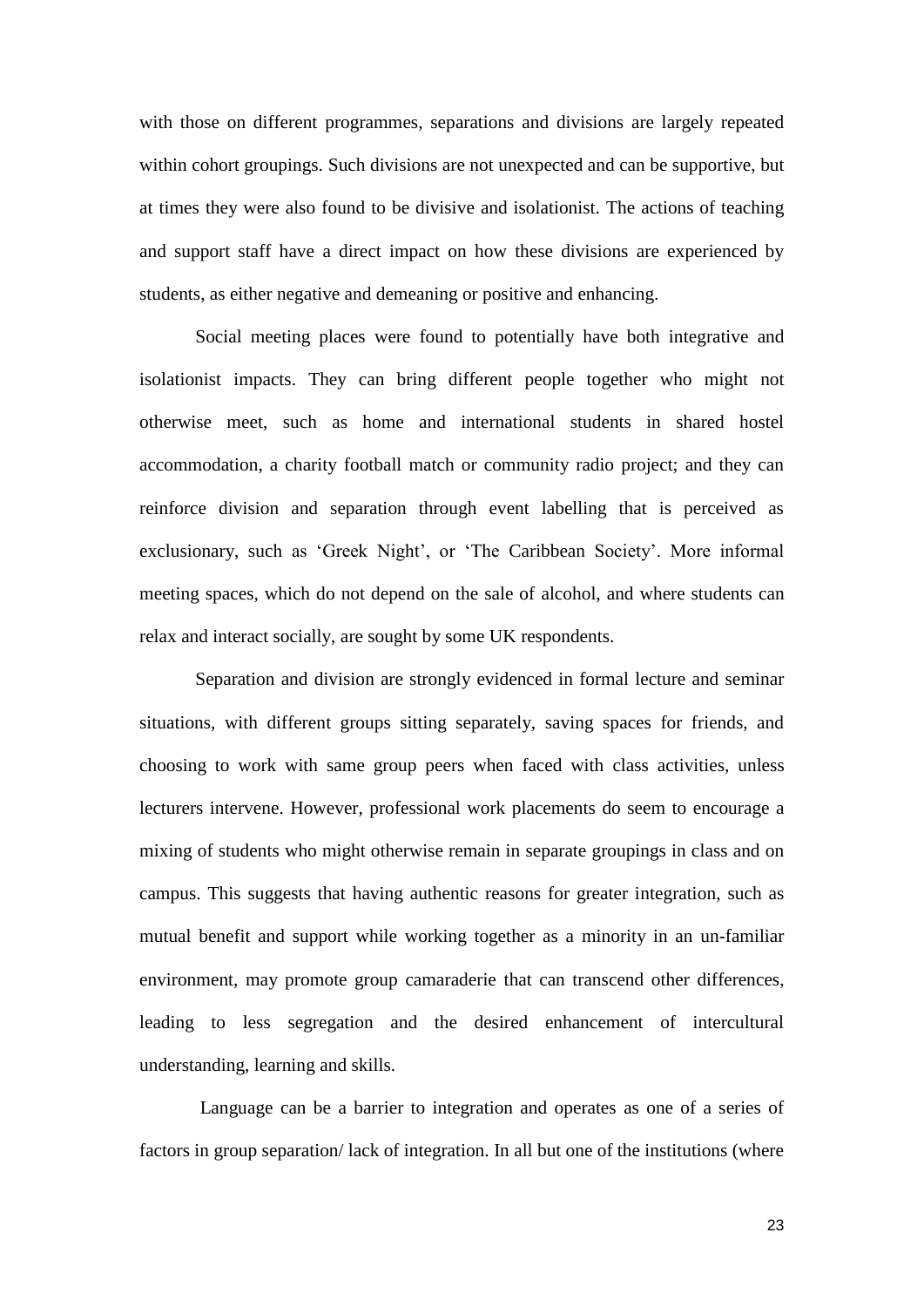with those on different programmes, separations and divisions are largely repeated within cohort groupings. Such divisions are not unexpected and can be supportive, but at times they were also found to be divisive and isolationist. The actions of teaching and support staff have a direct impact on how these divisions are experienced by students, as either negative and demeaning or positive and enhancing.

Social meeting places were found to potentially have both integrative and isolationist impacts. They can bring different people together who might not otherwise meet, such as home and international students in shared hostel accommodation, a charity football match or community radio project; and they can reinforce division and separation through event labelling that is perceived as exclusionary, such as 'Greek Night', or 'The Caribbean Society'. More informal meeting spaces, which do not depend on the sale of alcohol, and where students can relax and interact socially, are sought by some UK respondents.

Separation and division are strongly evidenced in formal lecture and seminar situations, with different groups sitting separately, saving spaces for friends, and choosing to work with same group peers when faced with class activities, unless lecturers intervene. However, professional work placements do seem to encourage a mixing of students who might otherwise remain in separate groupings in class and on campus. This suggests that having authentic reasons for greater integration, such as mutual benefit and support while working together as a minority in an un-familiar environment, may promote group camaraderie that can transcend other differences, leading to less segregation and the desired enhancement of intercultural understanding, learning and skills.

Language can be a barrier to integration and operates as one of a series of factors in group separation/ lack of integration. In all but one of the institutions (where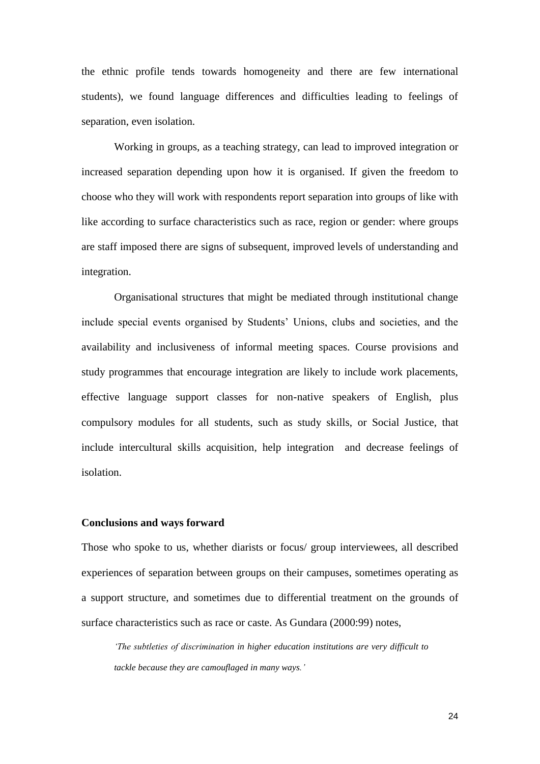the ethnic profile tends towards homogeneity and there are few international students), we found language differences and difficulties leading to feelings of separation, even isolation.

Working in groups, as a teaching strategy, can lead to improved integration or increased separation depending upon how it is organised. If given the freedom to choose who they will work with respondents report separation into groups of like with like according to surface characteristics such as race, region or gender: where groups are staff imposed there are signs of subsequent, improved levels of understanding and integration.

Organisational structures that might be mediated through institutional change include special events organised by Students' Unions, clubs and societies, and the availability and inclusiveness of informal meeting spaces. Course provisions and study programmes that encourage integration are likely to include work placements, effective language support classes for non-native speakers of English, plus compulsory modules for all students, such as study skills, or Social Justice, that include intercultural skills acquisition, help integration and decrease feelings of isolation.

**Conclusions and ways forward**

Those who spoke to us, whether diarists or focus/ group interviewees, all described experiences of separation between groups on their campuses, sometimes operating as a support structure, and sometimes due to differential treatment on the grounds of surface characteristics such as race or caste. As Gundara (2000:99) notes,

> *'The subtleties of discrimination in higher education institutions are very difficult to tackle because they are camouflaged in many ways.'*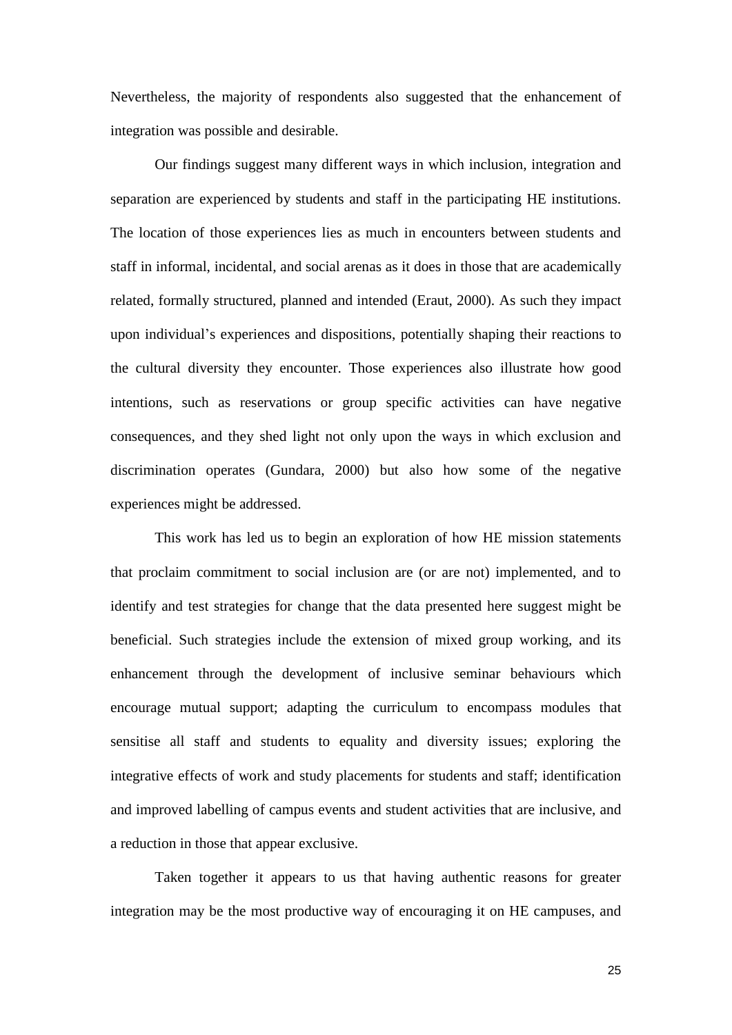Nevertheless, the majority of respondents also suggested that the enhancement of integration was possible and desirable.

Our findings suggest many different ways in which inclusion, integration and separation are experienced by students and staff in the participating HE institutions. The location of those experiences lies as much in encounters between students and staff in informal, incidental, and social arenas as it does in those that are academically related, formally structured, planned and intended (Eraut, 2000). As such they impact upon individual's experiences and dispositions, potentially shaping their reactions to the cultural diversity they encounter. Those experiences also illustrate how good intentions, such as reservations or group specific activities can have negative consequences, and they shed light not only upon the ways in which exclusion and discrimination operates (Gundara, 2000) but also how some of the negative experiences might be addressed.

This work has led us to begin an exploration of how HE mission statements that proclaim commitment to social inclusion are (or are not) implemented, and to identify and test strategies for change that the data presented here suggest might be beneficial. Such strategies include the extension of mixed group working, and its enhancement through the development of inclusive seminar behaviours which encourage mutual support; adapting the curriculum to encompass modules that sensitise all staff and students to equality and diversity issues; exploring the integrative effects of work and study placements for students and staff; identification and improved labelling of campus events and student activities that are inclusive, and a reduction in those that appear exclusive.

Taken together it appears to us that having authentic reasons for greater integration may be the most productive way of encouraging it on HE campuses, and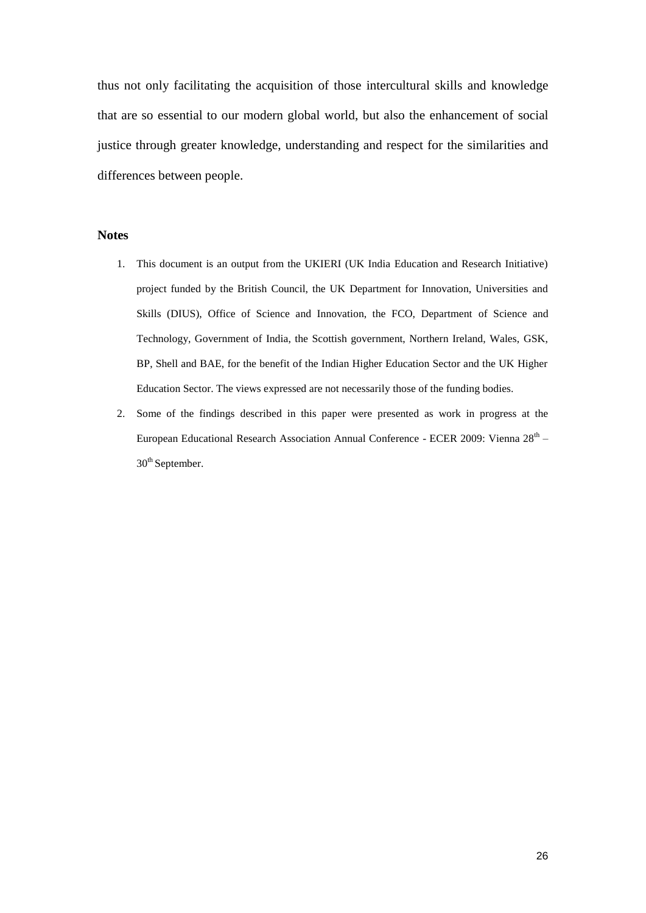thus not only facilitating the acquisition of those intercultural skills and knowledge that are so essential to our modern global world, but also the enhancement of social justice through greater knowledge, understanding and respect for the similarities and differences between people.

## Notes

1. This document is an output from the UKIERI (UK India Education and Research Initiative) project funded by the British Council, the UK Department for Innovation, Universities and Skills (DIUS), Office of Science and Innovation, the FCO, Department of Science and Technology, Government of India, the Scottish government, Northern Ireland, Wales, GSK, BP, Shell and BAE, for the benefit of the Indian Higher Education Sector and the UK Higher Education Sector. The views expressed are not necessarily those of the funding bodies.
2. Some of the findings described in this paper were presented as work in progress at the European Educational Research Association Annual Conference - ECER 2009: Vienna 28th – 30th September.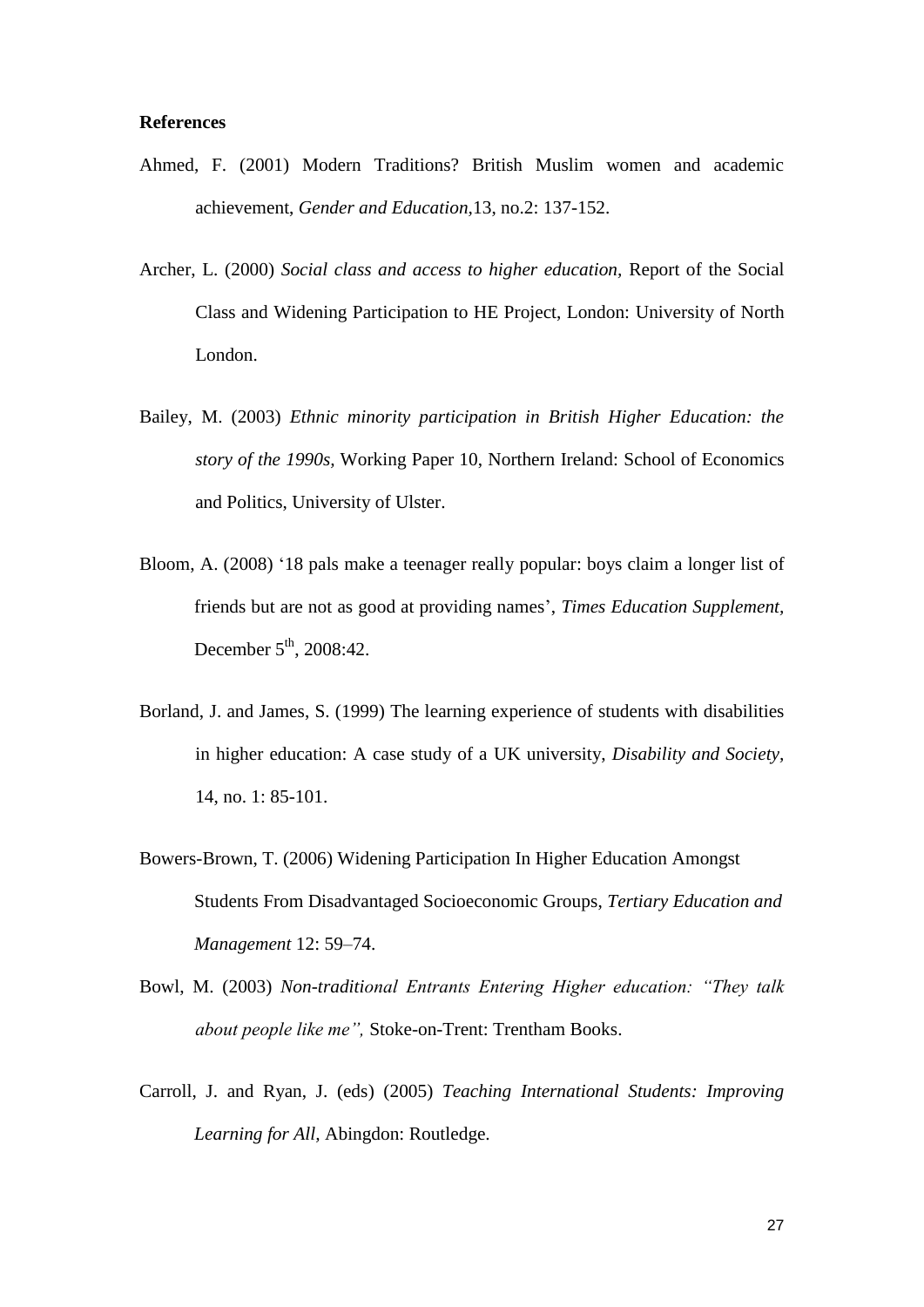**References**

Ahmed, F. (2001) Modern Traditions? British Muslim women and academic achievement, *Gender and Education*,13, no.2: 137-152.

Archer, L. (2000) *Social class and access to higher education,* Report of the Social Class and Widening Participation to HE Project, London: University of North London.

Bailey, M. (2003) *Ethnic minority participation in British Higher Education: the story of the 1990s,* Working Paper 10, Northern Ireland: School of Economics and Politics, University of Ulster.

Bloom, A. (2008) '18 pals make a teenager really popular: boys claim a longer list of friends but are not as good at providing names', *Times Education Supplement*, December 5th, 2008:42.

Borland, J. and James, S. (1999) The learning experience of students with disabilities in higher education: A case study of a UK university, *Disability and Society*, 14, no. 1: 85-101.

Bowers-Brown, T. (2006) Widening Participation In Higher Education Amongst Students From Disadvantaged Socioeconomic Groups, *Tertiary Education and Management* 12: 59–74.

Bowl, M. (2003) *Non-traditional Entrants Entering Higher education: "They talk about people like me",* Stoke-on-Trent: Trentham Books.

Carroll, J. and Ryan, J. (eds) (2005) *Teaching International Students: Improving Learning for All,* Abingdon: Routledge.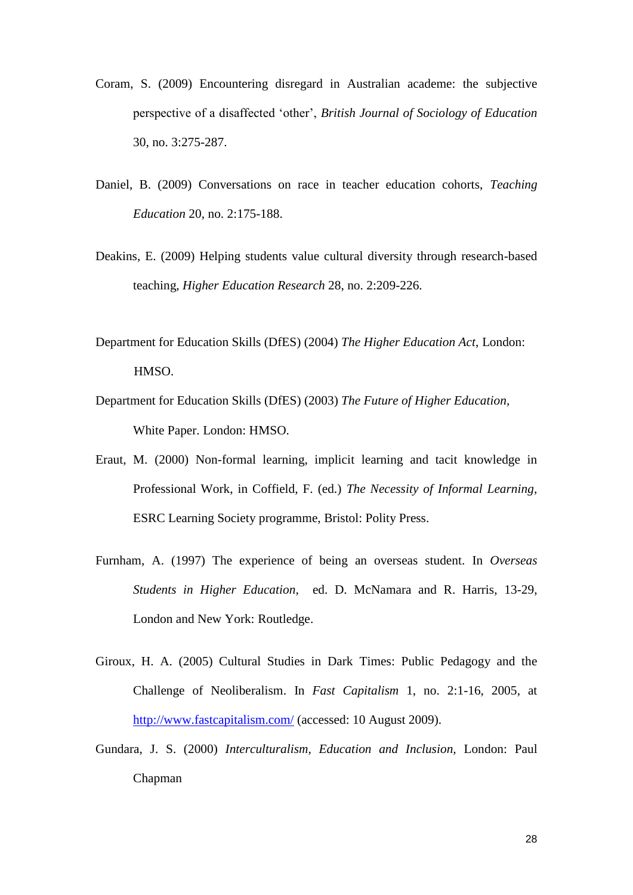Coram, S. (2009) Encountering disregard in Australian academe: the subjective perspective of a disaffected 'other', *British Journal of Sociology of Education* 30, no. 3:275-287.

Daniel, B. (2009) Conversations on race in teacher education cohorts, *Teaching Education* 20, no. 2:175-188.

Deakins, E. (2009) Helping students value cultural diversity through research-based teaching, *Higher Education Research* 28, no. 2:209-226.

Department for Education Skills (DfES) (2004) *The Higher Education Act*, London: HMSO.

Department for Education Skills (DfES) (2003) *The Future of Higher Education*, White Paper. London: HMSO.

Eraut, M. (2000) Non-formal learning, implicit learning and tacit knowledge in Professional Work, in Coffield, F. (ed.) *The Necessity of Informal Learning*, ESRC Learning Society programme, Bristol: Polity Press.

Furnham, A. (1997) The experience of being an overseas student. In *Overseas Students in Higher Education*, ed. D. McNamara and R. Harris, 13-29, London and New York: Routledge.

Giroux, H. A. (2005) Cultural Studies in Dark Times: Public Pedagogy and the Challenge of Neoliberalism. In *Fast Capitalism* 1, no. 2:1-16, 2005, at http://www.fastcapitalism.com/ (accessed: 10 August 2009).

Gundara, J. S. (2000) *Interculturalism, Education and Inclusion*, London: Paul Chapman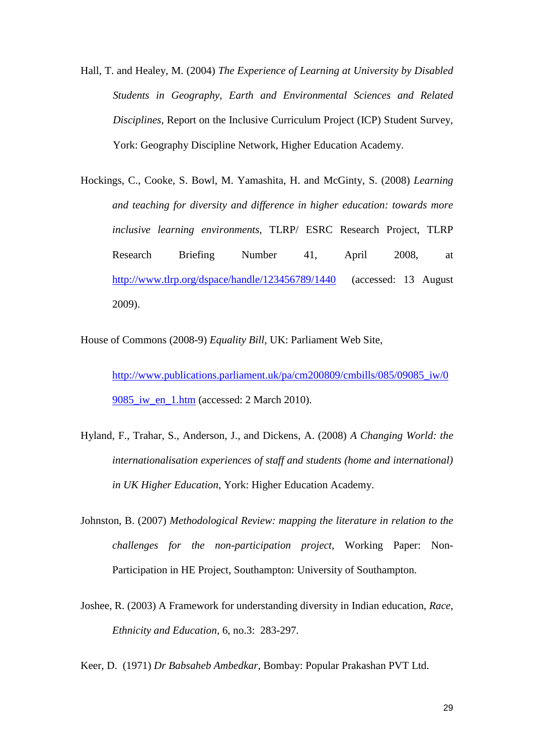Hall, T. and Healey, M. (2004) *The Experience of Learning at University by Disabled Students in Geography, Earth and Environmental Sciences and Related Disciplines*, Report on the Inclusive Curriculum Project (ICP) Student Survey, York: Geography Discipline Network, Higher Education Academy.

Hockings, C., Cooke, S. Bowl, M. Yamashita, H. and McGinty, S. (2008) *Learning and teaching for diversity and difference in higher education: towards more inclusive learning environments*, TLRP/ ESRC Research Project, TLRP Research Briefing Number 41, April 2008, at http://www.tlrp.org/dspace/handle/123456789/1440 (accessed: 13 August 2009).

House of Commons (2008-9) *Equality Bill*, UK: Parliament Web Site,

http://www.publications.parliament.uk/pa/cm200809/cmbills/085/09085_iw/09085_iw_en_1.htm (accessed: 2 March 2010).

Hyland, F., Trahar, S., Anderson, J., and Dickens, A. (2008) *A Changing World: the internationalisation experiences of staff and students (home and international) in UK Higher Education*, York: Higher Education Academy.

Johnston, B. (2007) *Methodological Review: mapping the literature in relation to the challenges for the non-participation project*, Working Paper: Non-Participation in HE Project, Southampton: University of Southampton.

Joshee, R. (2003) A Framework for understanding diversity in Indian education, *Race, Ethnicity and Education*, 6, no.3: 283-297.

Keer, D. (1971) *Dr Babsaheb Ambedkar*, Bombay: Popular Prakashan PVT Ltd.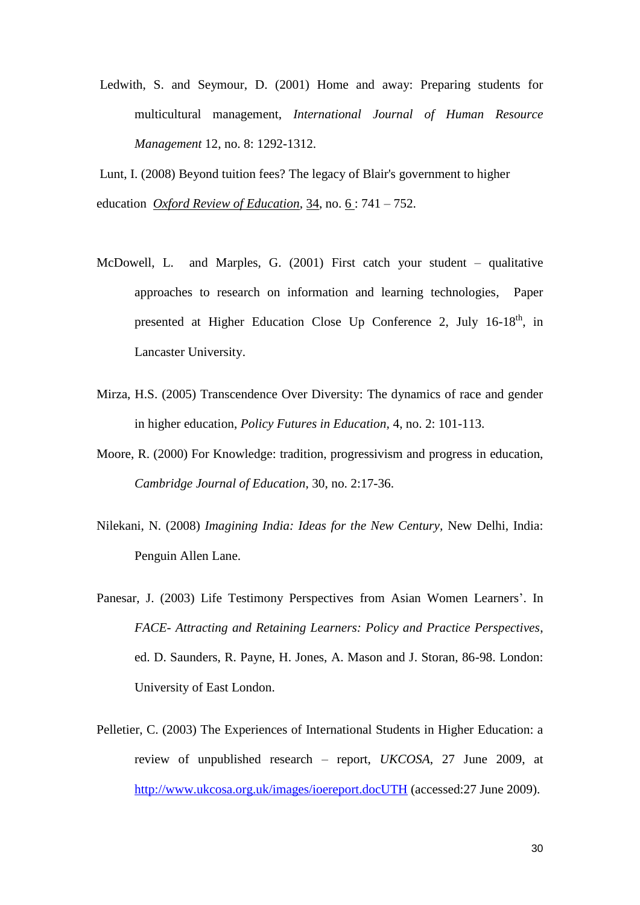Ledwith, S. and Seymour, D. (2001) Home and away: Preparing students for multicultural management, *International Journal of Human Resource Management* 12, no. 8: 1292-1312.

Lunt, I. (2008) Beyond tuition fees? The legacy of Blair's government to higher education *Oxford Review of Education*, 34, no. 6 : 741 – 752.

McDowell, L. and Marples, G. (2001) First catch your student – qualitative approaches to research on information and learning technologies, Paper presented at Higher Education Close Up Conference 2, July 16-18th, in Lancaster University.

Mirza, H.S. (2005) Transcendence Over Diversity: The dynamics of race and gender in higher education, *Policy Futures in Education*, 4, no. 2: 101-113.

Moore, R. (2000) For Knowledge: tradition, progressivism and progress in education, *Cambridge Journal of Education*, 30, no. 2:17-36.

Nilekani, N. (2008) *Imagining India: Ideas for the New Century*, New Delhi, India: Penguin Allen Lane.

Panesar, J. (2003) Life Testimony Perspectives from Asian Women Learners'. In *FACE- Attracting and Retaining Learners: Policy and Practice Perspectives*, ed. D. Saunders, R. Payne, H. Jones, A. Mason and J. Storan, 86-98. London: University of East London.

Pelletier, C. (2003) The Experiences of International Students in Higher Education: a review of unpublished research – report, *UKCOSA*, 27 June 2009, at http://www.ukcosa.org.uk/images/ioereport.docUTH (accessed:27 June 2009).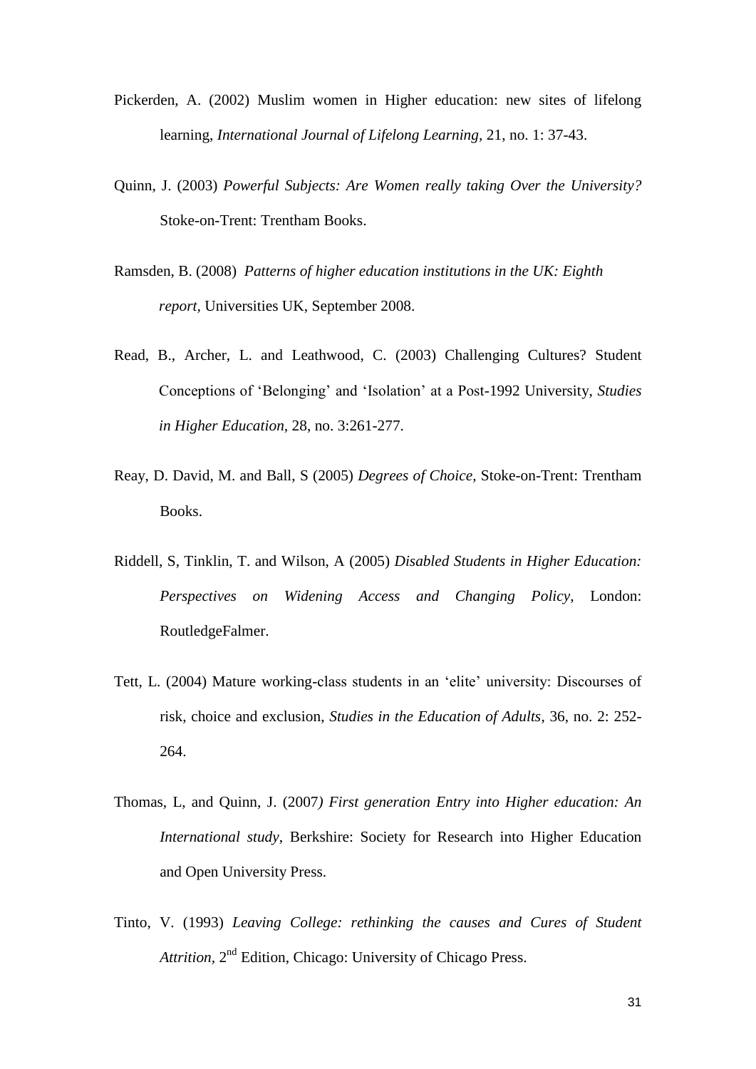Pickerden, A. (2002) Muslim women in Higher education: new sites of lifelong learning, *International Journal of Lifelong Learning*, 21, no. 1: 37-43.

Quinn, J. (2003) *Powerful Subjects: Are Women really taking Over the University?* Stoke-on-Trent: Trentham Books.

Ramsden, B. (2008) *Patterns of higher education institutions in the UK: Eighth report*, Universities UK, September 2008.

Read, B., Archer, L. and Leathwood, C. (2003) Challenging Cultures? Student Conceptions of 'Belonging' and 'Isolation' at a Post-1992 University, *Studies in Higher Education*, 28, no. 3:261-277.

Reay, D. David, M. and Ball, S (2005) *Degrees of Choice*, Stoke-on-Trent: Trentham Books.

Riddell, S, Tinklin, T. and Wilson, A (2005) *Disabled Students in Higher Education: Perspectives on Widening Access and Changing Policy*, London: RoutledgeFalmer.

Tett, L. (2004) Mature working-class students in an 'elite' university: Discourses of risk, choice and exclusion, *Studies in the Education of Adults*, 36, no. 2: 252-264.

Thomas, L, and Quinn, J. (2007) *First generation Entry into Higher education: An International study*, Berkshire: Society for Research into Higher Education and Open University Press.

Tinto, V. (1993) *Leaving College: rethinking the causes and Cures of Student Attrition*, 2nd Edition, Chicago: University of Chicago Press.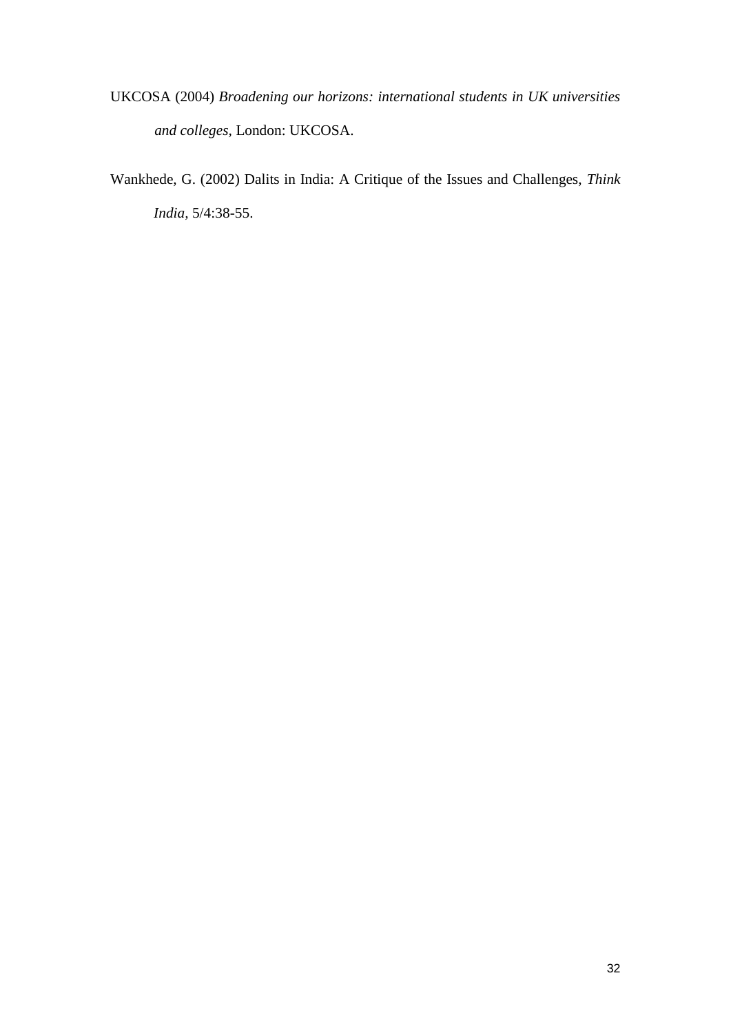UKCOSA (2004) *Broadening our horizons: international students in UK universities and colleges*, London: UKCOSA.

Wankhede, G. (2002) Dalits in India: A Critique of the Issues and Challenges, *Think India*, 5/4:38-55.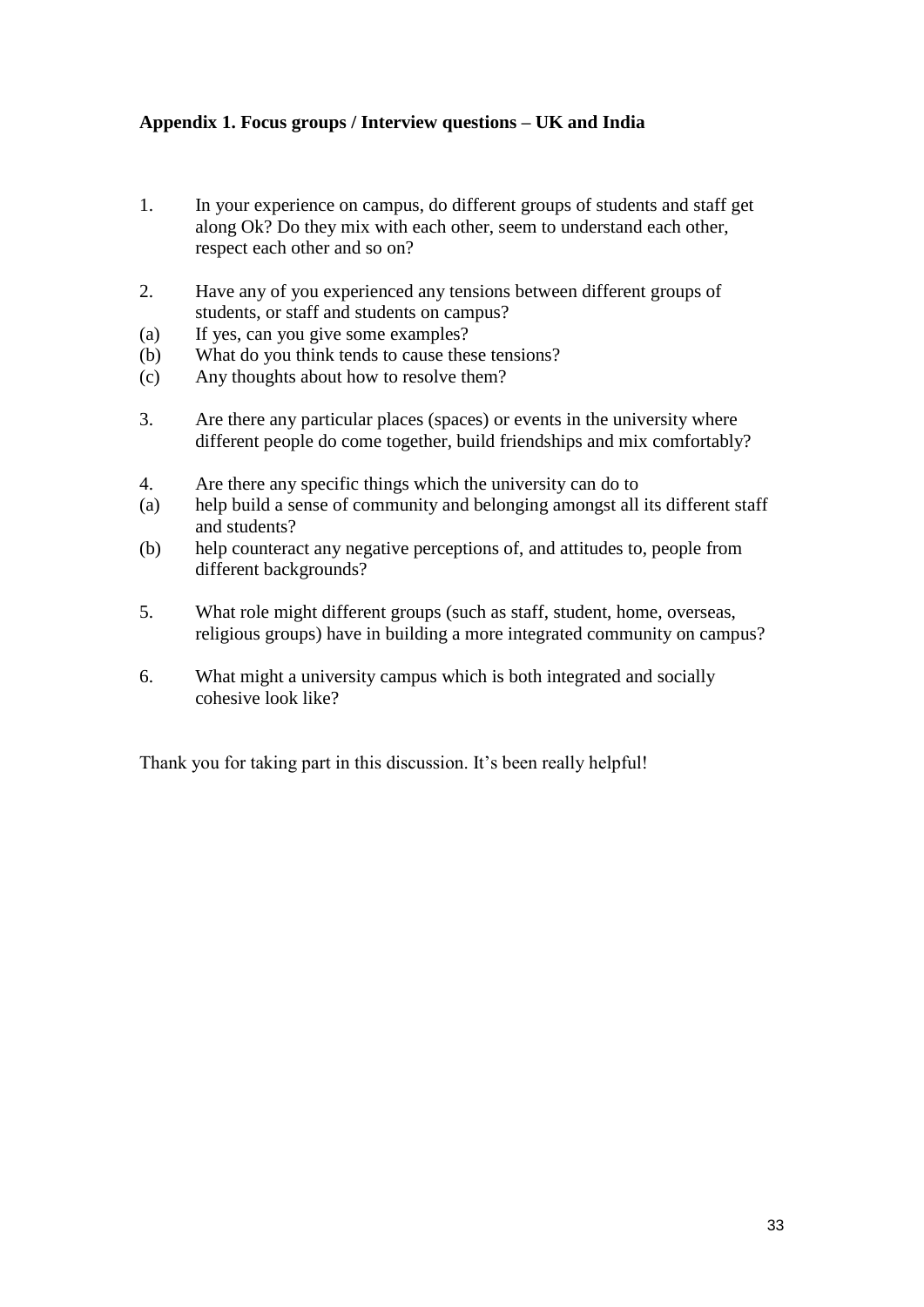**Appendix 1. Focus groups / Interview questions – UK and India**

1. In your experience on campus, do different groups of students and staff get along Ok? Do they mix with each other, seem to understand each other, respect each other and so on?

2. Have any of you experienced any tensions between different groups of students, or staff and students on campus?
   (a) If yes, can you give some examples?
   (b) What do you think tends to cause these tensions?
   (c) Any thoughts about how to resolve them?

3. Are there any particular places (spaces) or events in the university where different people do come together, build friendships and mix comfortably?

4. Are there any specific things which the university can do to
   (a) help build a sense of community and belonging amongst all its different staff and students?
   (b) help counteract any negative perceptions of, and attitudes to, people from different backgrounds?

5. What role might different groups (such as staff, student, home, overseas, religious groups) have in building a more integrated community on campus?

6. What might a university campus which is both integrated and socially cohesive look like?

Thank you for taking part in this discussion. It's been really helpful!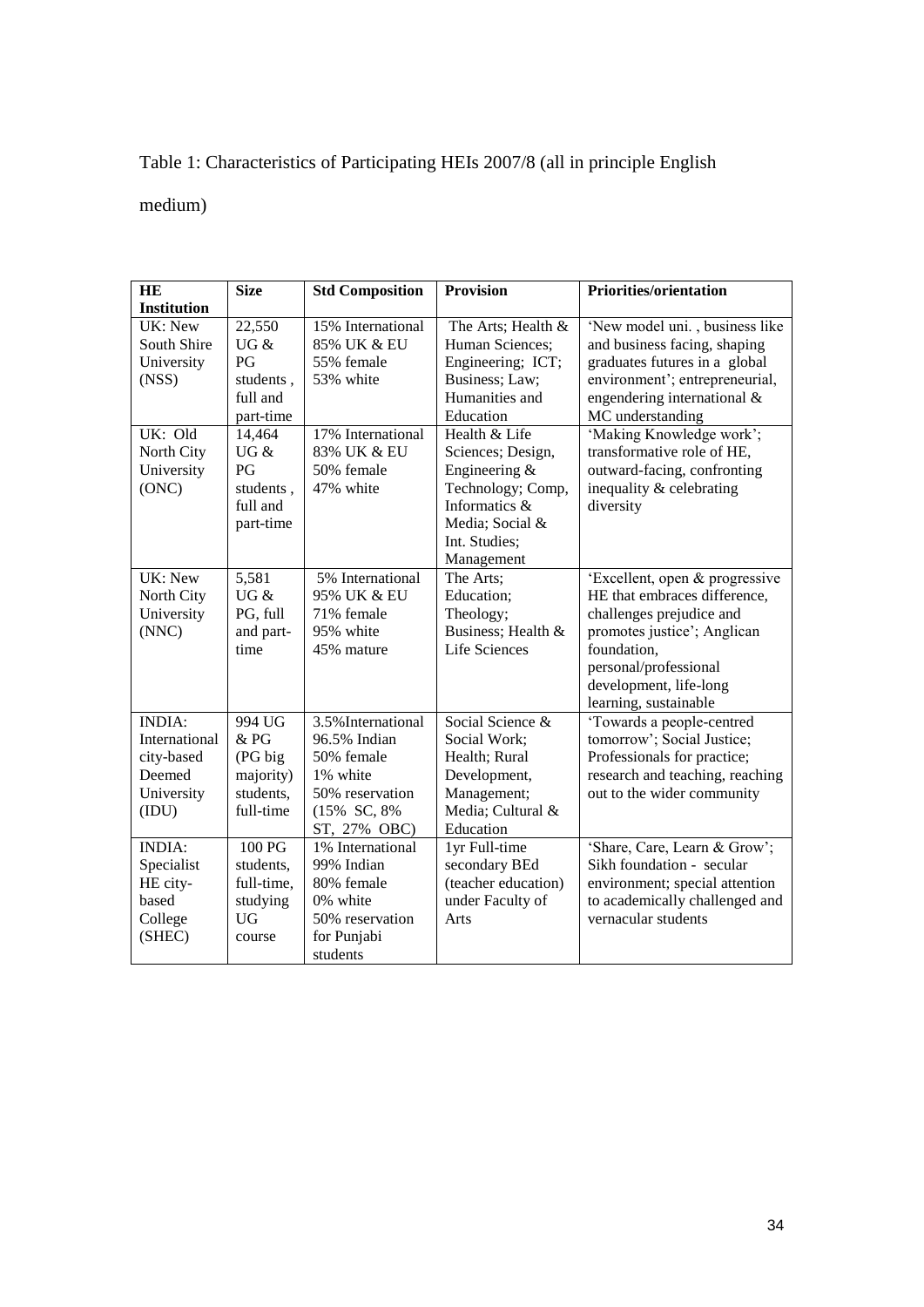Table 1: Characteristics of Participating HEIs 2007/8 (all in principle English medium)

| HE Institution | Size | Std Composition | Provision | Priorities/orientation |
|---|---|---|---|---|
| UK: New South Shire University (NSS) | 22,550 UG & PG students , full and part-time | 15% International 85% UK & EU 55% female 53% white | The Arts; Health & Human Sciences; Engineering; ICT; Business; Law; Humanities and Education | 'New model uni. , business like and business facing, shaping graduates futures in a global environment'; entrepreneurial, engendering international & MC understanding |
| UK: Old North City University (ONC) | 14,464 UG & PG students , full and part-time | 17% International 83% UK & EU 50% female 47% white | Health & Life Sciences; Design, Engineering & Technology; Comp, Informatics & Media; Social & Int. Studies; Management | 'Making Knowledge work'; transformative role of HE, outward-facing, confronting inequality & celebrating diversity |
| UK: New North City University (NNC) | 5,581 UG & PG, full and part-time | 5% International 95% UK & EU 71% female 95% white 45% mature | The Arts; Education; Theology; Business; Health & Life Sciences | 'Excellent, open & progressive HE that embraces difference, challenges prejudice and promotes justice'; Anglican foundation, personal/professional development, life-long learning, sustainable |
| INDIA: International city-based Deemed University (IDU) | 994 UG & PG (PG big majority) students, full-time | 3.5%International 96.5% Indian 50% female 1% white 50% reservation (15% SC, 8% ST, 27% OBC) | Social Science & Social Work; Health; Rural Development, Management; Media; Cultural & Education | 'Towards a people-centred tomorrow'; Social Justice; Professionals for practice; research and teaching, reaching out to the wider community |
| INDIA: Specialist HE city-based College (SHEC) | 100 PG students, full-time, studying UG course | 1% International 99% Indian 80% female 0% white 50% reservation for Punjabi students | 1yr Full-time secondary BEd (teacher education) under Faculty of Arts | 'Share, Care, Learn & Grow'; Sikh foundation - secular environment; special attention to academically challenged and vernacular students |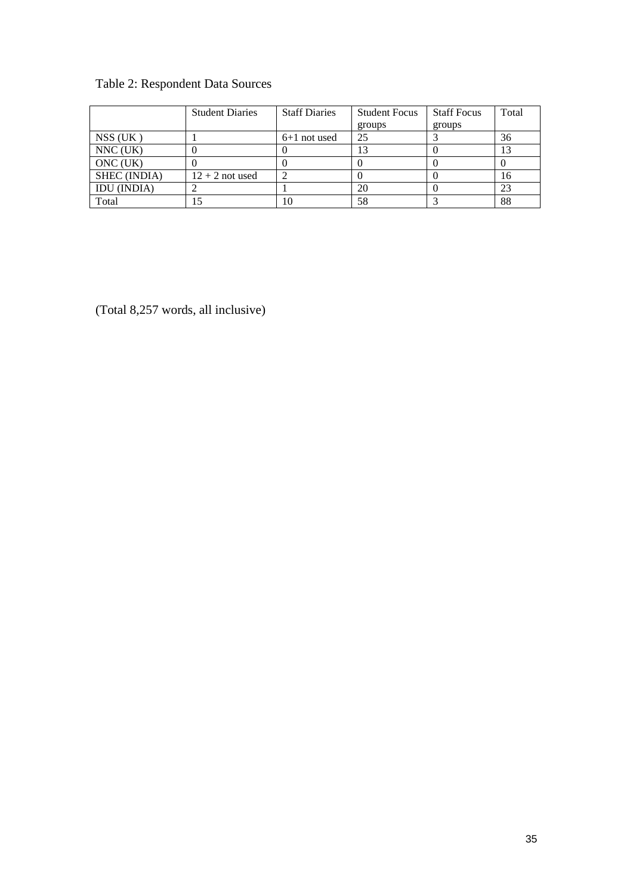Table 2: Respondent Data Sources

| | Student Diaries | Staff Diaries | Student Focus groups | Staff Focus groups | Total |
|---|---|---|---|---|---|
| NSS (UK ) | 1 | 6+1 not used | 25 | 3 | 36 |
| NNC (UK) | 0 | 0 | 13 | 0 | 13 |
| ONC (UK) | 0 | 0 | 0 | 0 | 0 |
| SHEC (INDIA) | 12 + 2 not used | 2 | 0 | 0 | 16 |
| IDU (INDIA) | 2 | 1 | 20 | 0 | 23 |
| Total | 15 | 10 | 58 | 3 | 88 |

(Total 8,257 words, all inclusive)